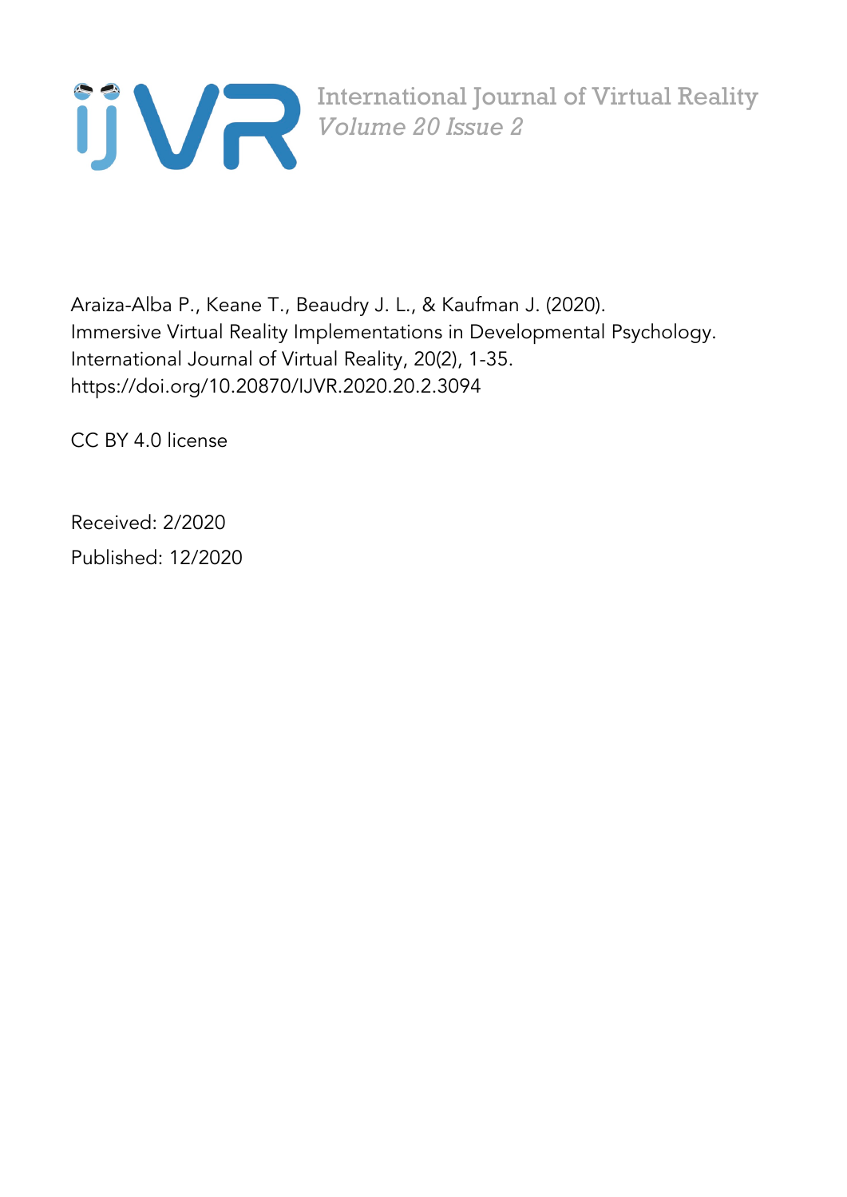International Journal of Virtual Reality
*Volume 20 Issue 2*

Araiza-Alba P., Keane T., Beaudry J. L., & Kaufman J. (2020). Immersive Virtual Reality Implementations in Developmental Psychology. International Journal of Virtual Reality, 20(2), 1-35. https://doi.org/10.20870/IJVR.2020.20.2.3094

CC BY 4.0 license

Received: 2/2020

Published: 12/2020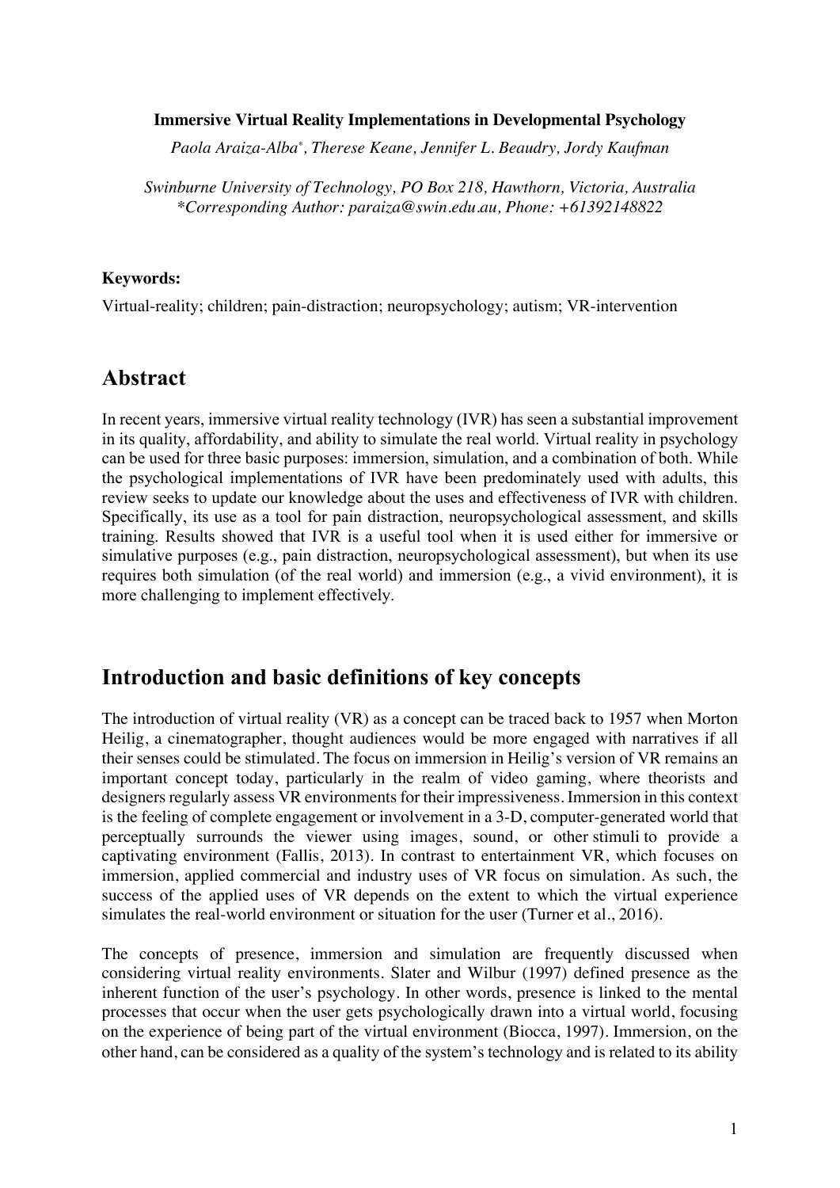**Immersive Virtual Reality Implementations in Developmental Psychology**

*Paola Araiza-Alba*, Therese Keane, Jennifer L. Beaudry, Jordy Kaufman*

*Swinburne University of Technology, PO Box 218, Hawthorn, Victoria, Australia*
*\*Corresponding Author: paraiza@swin.edu.au, Phone: +61392148822*

**Keywords:**

Virtual-reality; children; pain-distraction; neuropsychology; autism; VR-intervention

## Abstract

In recent years, immersive virtual reality technology (IVR) has seen a substantial improvement in its quality, affordability, and ability to simulate the real world. Virtual reality in psychology can be used for three basic purposes: immersion, simulation, and a combination of both. While the psychological implementations of IVR have been predominately used with adults, this review seeks to update our knowledge about the uses and effectiveness of IVR with children. Specifically, its use as a tool for pain distraction, neuropsychological assessment, and skills training. Results showed that IVR is a useful tool when it is used either for immersive or simulative purposes (e.g., pain distraction, neuropsychological assessment), but when its use requires both simulation (of the real world) and immersion (e.g., a vivid environment), it is more challenging to implement effectively.

## Introduction and basic definitions of key concepts

The introduction of virtual reality (VR) as a concept can be traced back to 1957 when Morton Heilig, a cinematographer, thought audiences would be more engaged with narratives if all their senses could be stimulated. The focus on immersion in Heilig's version of VR remains an important concept today, particularly in the realm of video gaming, where theorists and designers regularly assess VR environments for their impressiveness. Immersion in this context is the feeling of complete engagement or involvement in a 3-D, computer-generated world that perceptually surrounds the viewer using images, sound, or other stimuli to provide a captivating environment (Fallis, 2013). In contrast to entertainment VR, which focuses on immersion, applied commercial and industry uses of VR focus on simulation. As such, the success of the applied uses of VR depends on the extent to which the virtual experience simulates the real-world environment or situation for the user (Turner et al., 2016).

The concepts of presence, immersion and simulation are frequently discussed when considering virtual reality environments. Slater and Wilbur (1997) defined presence as the inherent function of the user's psychology. In other words, presence is linked to the mental processes that occur when the user gets psychologically drawn into a virtual world, focusing on the experience of being part of the virtual environment (Biocca, 1997). Immersion, on the other hand, can be considered as a quality of the system's technology and is related to its ability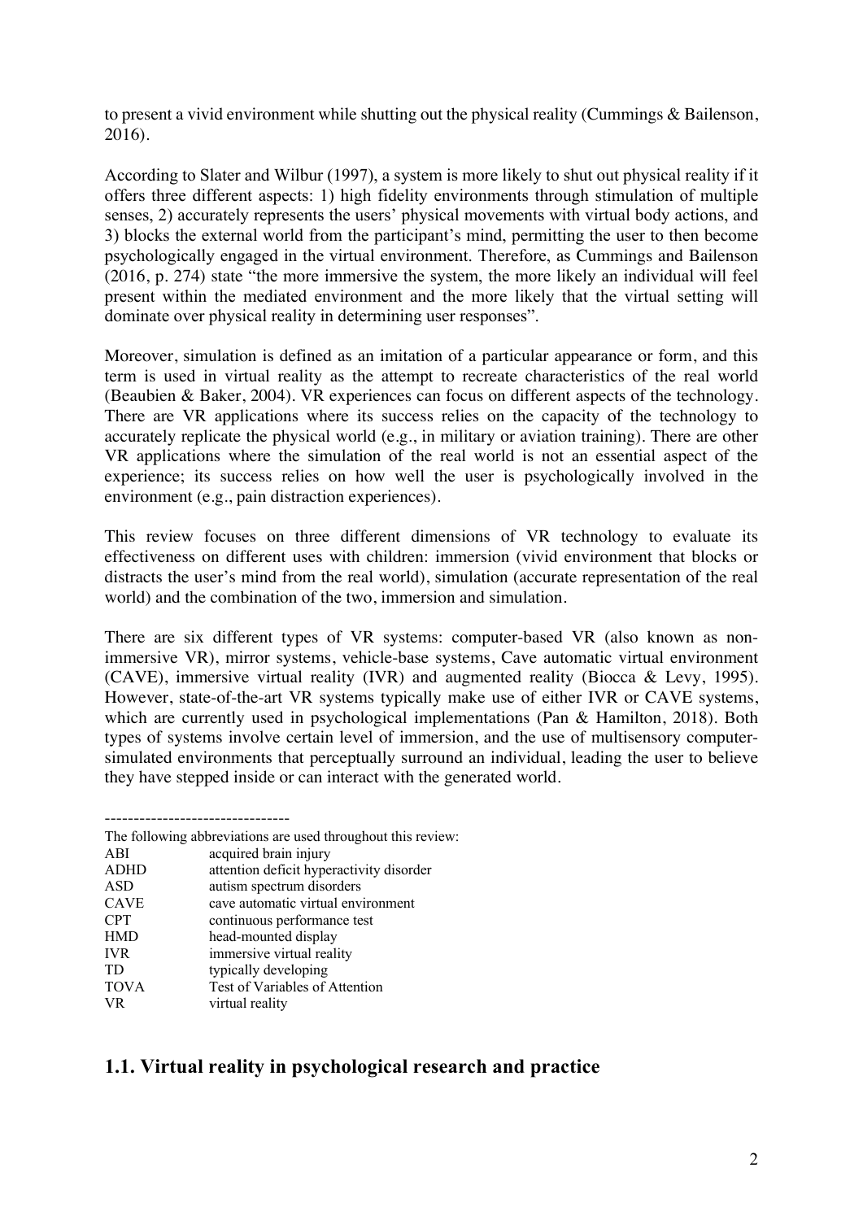to present a vivid environment while shutting out the physical reality (Cummings & Bailenson, 2016).

According to Slater and Wilbur (1997), a system is more likely to shut out physical reality if it offers three different aspects: 1) high fidelity environments through stimulation of multiple senses, 2) accurately represents the users' physical movements with virtual body actions, and 3) blocks the external world from the participant's mind, permitting the user to then become psychologically engaged in the virtual environment. Therefore, as Cummings and Bailenson (2016, p. 274) state "the more immersive the system, the more likely an individual will feel present within the mediated environment and the more likely that the virtual setting will dominate over physical reality in determining user responses".

Moreover, simulation is defined as an imitation of a particular appearance or form, and this term is used in virtual reality as the attempt to recreate characteristics of the real world (Beaubien & Baker, 2004). VR experiences can focus on different aspects of the technology. There are VR applications where its success relies on the capacity of the technology to accurately replicate the physical world (e.g., in military or aviation training). There are other VR applications where the simulation of the real world is not an essential aspect of the experience; its success relies on how well the user is psychologically involved in the environment (e.g., pain distraction experiences).

This review focuses on three different dimensions of VR technology to evaluate its effectiveness on different uses with children: immersion (vivid environment that blocks or distracts the user's mind from the real world), simulation (accurate representation of the real world) and the combination of the two, immersion and simulation.

There are six different types of VR systems: computer-based VR (also known as non-immersive VR), mirror systems, vehicle-base systems, Cave automatic virtual environment (CAVE), immersive virtual reality (IVR) and augmented reality (Biocca & Levy, 1995). However, state-of-the-art VR systems typically make use of either IVR or CAVE systems, which are currently used in psychological implementations (Pan & Hamilton, 2018). Both types of systems involve certain level of immersion, and the use of multisensory computer-simulated environments that perceptually surround an individual, leading the user to believe they have stepped inside or can interact with the generated world.

--------------------------------

The following abbreviations are used throughout this review:

| | |
|---|---|
| ABI | acquired brain injury |
| ADHD | attention deficit hyperactivity disorder |
| ASD | autism spectrum disorders |
| CAVE | cave automatic virtual environment |
| CPT | continuous performance test |
| HMD | head-mounted display |
| IVR | immersive virtual reality |
| TD | typically developing |
| TOVA | Test of Variables of Attention |
| VR | virtual reality |

## 1.1. Virtual reality in psychological research and practice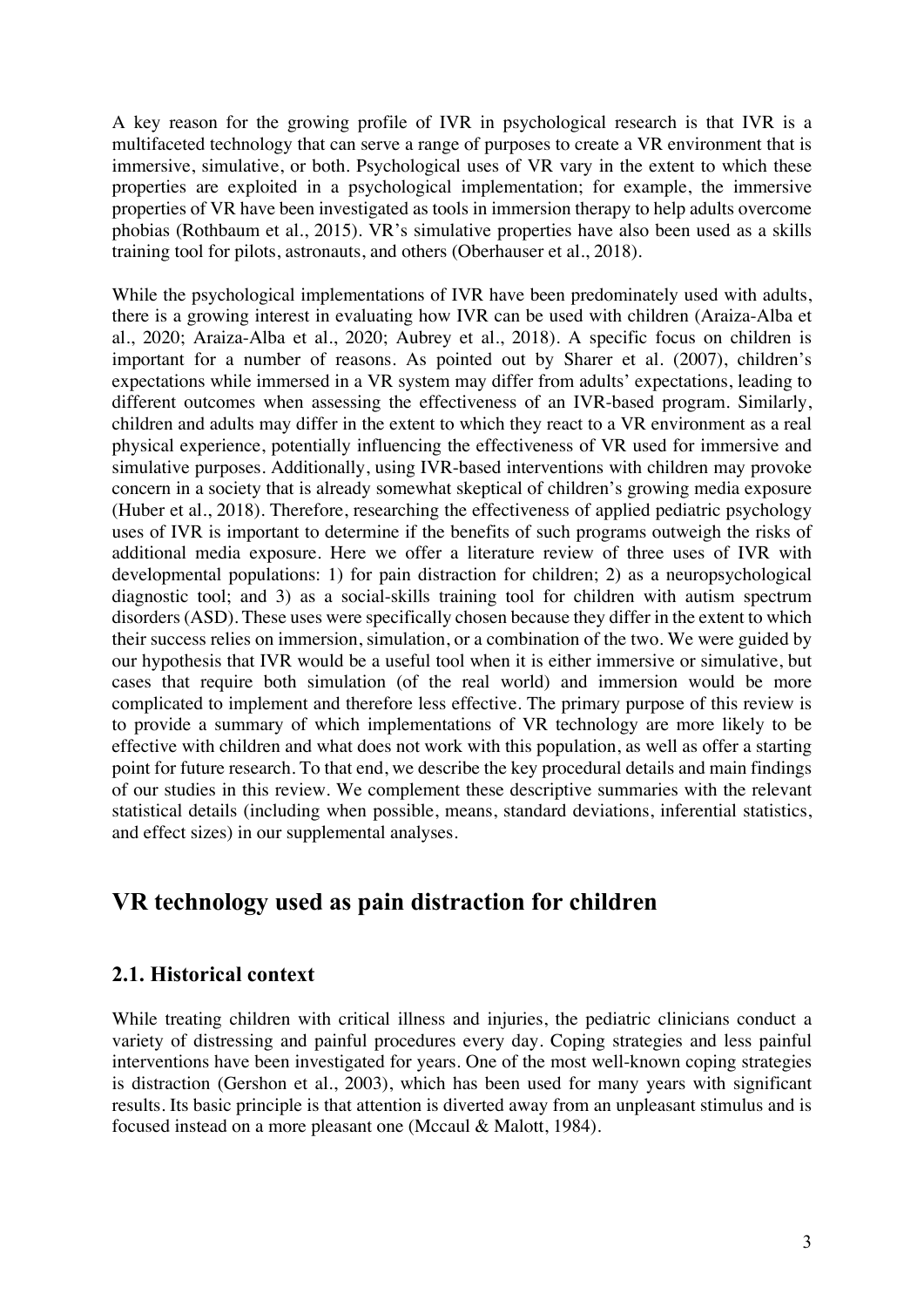A key reason for the growing profile of IVR in psychological research is that IVR is a multifaceted technology that can serve a range of purposes to create a VR environment that is immersive, simulative, or both. Psychological uses of VR vary in the extent to which these properties are exploited in a psychological implementation; for example, the immersive properties of VR have been investigated as tools in immersion therapy to help adults overcome phobias (Rothbaum et al., 2015). VR's simulative properties have also been used as a skills training tool for pilots, astronauts, and others (Oberhauser et al., 2018).

While the psychological implementations of IVR have been predominately used with adults, there is a growing interest in evaluating how IVR can be used with children (Araiza-Alba et al., 2020; Araiza-Alba et al., 2020; Aubrey et al., 2018). A specific focus on children is important for a number of reasons. As pointed out by Sharer et al. (2007), children's expectations while immersed in a VR system may differ from adults' expectations, leading to different outcomes when assessing the effectiveness of an IVR-based program. Similarly, children and adults may differ in the extent to which they react to a VR environment as a real physical experience, potentially influencing the effectiveness of VR used for immersive and simulative purposes. Additionally, using IVR-based interventions with children may provoke concern in a society that is already somewhat skeptical of children's growing media exposure (Huber et al., 2018). Therefore, researching the effectiveness of applied pediatric psychology uses of IVR is important to determine if the benefits of such programs outweigh the risks of additional media exposure. Here we offer a literature review of three uses of IVR with developmental populations: 1) for pain distraction for children; 2) as a neuropsychological diagnostic tool; and 3) as a social-skills training tool for children with autism spectrum disorders (ASD). These uses were specifically chosen because they differ in the extent to which their success relies on immersion, simulation, or a combination of the two. We were guided by our hypothesis that IVR would be a useful tool when it is either immersive or simulative, but cases that require both simulation (of the real world) and immersion would be more complicated to implement and therefore less effective. The primary purpose of this review is to provide a summary of which implementations of VR technology are more likely to be effective with children and what does not work with this population, as well as offer a starting point for future research. To that end, we describe the key procedural details and main findings of our studies in this review. We complement these descriptive summaries with the relevant statistical details (including when possible, means, standard deviations, inferential statistics, and effect sizes) in our supplemental analyses.

# VR technology used as pain distraction for children

## 2.1. Historical context

While treating children with critical illness and injuries, the pediatric clinicians conduct a variety of distressing and painful procedures every day. Coping strategies and less painful interventions have been investigated for years. One of the most well-known coping strategies is distraction (Gershon et al., 2003), which has been used for many years with significant results. Its basic principle is that attention is diverted away from an unpleasant stimulus and is focused instead on a more pleasant one (Mccaul & Malott, 1984).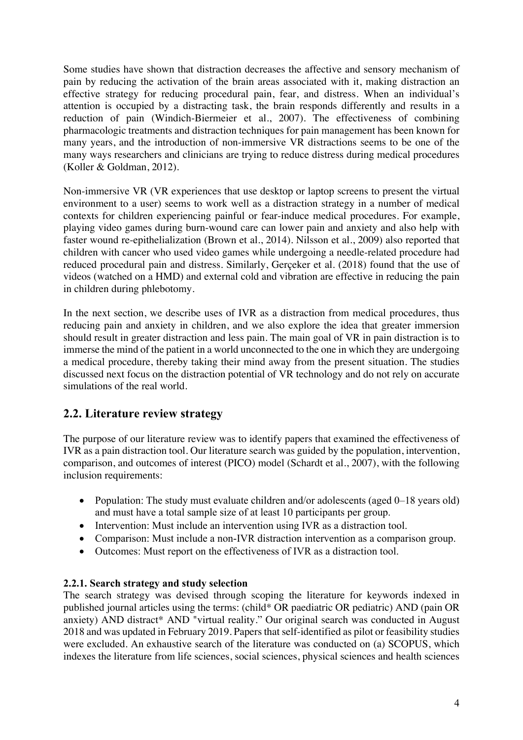Some studies have shown that distraction decreases the affective and sensory mechanism of pain by reducing the activation of the brain areas associated with it, making distraction an effective strategy for reducing procedural pain, fear, and distress. When an individual's attention is occupied by a distracting task, the brain responds differently and results in a reduction of pain (Windich-Biermeier et al., 2007). The effectiveness of combining pharmacologic treatments and distraction techniques for pain management has been known for many years, and the introduction of non-immersive VR distractions seems to be one of the many ways researchers and clinicians are trying to reduce distress during medical procedures (Koller & Goldman, 2012).

Non-immersive VR (VR experiences that use desktop or laptop screens to present the virtual environment to a user) seems to work well as a distraction strategy in a number of medical contexts for children experiencing painful or fear-induce medical procedures. For example, playing video games during burn-wound care can lower pain and anxiety and also help with faster wound re-epithelialization (Brown et al., 2014). Nilsson et al., 2009) also reported that children with cancer who used video games while undergoing a needle-related procedure had reduced procedural pain and distress. Similarly, Gerçeker et al. (2018) found that the use of videos (watched on a HMD) and external cold and vibration are effective in reducing the pain in children during phlebotomy.

In the next section, we describe uses of IVR as a distraction from medical procedures, thus reducing pain and anxiety in children, and we also explore the idea that greater immersion should result in greater distraction and less pain. The main goal of VR in pain distraction is to immerse the mind of the patient in a world unconnected to the one in which they are undergoing a medical procedure, thereby taking their mind away from the present situation. The studies discussed next focus on the distraction potential of VR technology and do not rely on accurate simulations of the real world.

## 2.2. Literature review strategy

The purpose of our literature review was to identify papers that examined the effectiveness of IVR as a pain distraction tool. Our literature search was guided by the population, intervention, comparison, and outcomes of interest (PICO) model (Schardt et al., 2007), with the following inclusion requirements:

- Population: The study must evaluate children and/or adolescents (aged 0–18 years old) and must have a total sample size of at least 10 participants per group.
- Intervention: Must include an intervention using IVR as a distraction tool.
- Comparison: Must include a non-IVR distraction intervention as a comparison group.
- Outcomes: Must report on the effectiveness of IVR as a distraction tool.

#### 2.2.1. Search strategy and study selection

The search strategy was devised through scoping the literature for keywords indexed in published journal articles using the terms: (child* OR paediatric OR pediatric) AND (pain OR anxiety) AND distract* AND "virtual reality." Our original search was conducted in August 2018 and was updated in February 2019. Papers that self-identified as pilot or feasibility studies were excluded. An exhaustive search of the literature was conducted on (a) SCOPUS, which indexes the literature from life sciences, social sciences, physical sciences and health sciences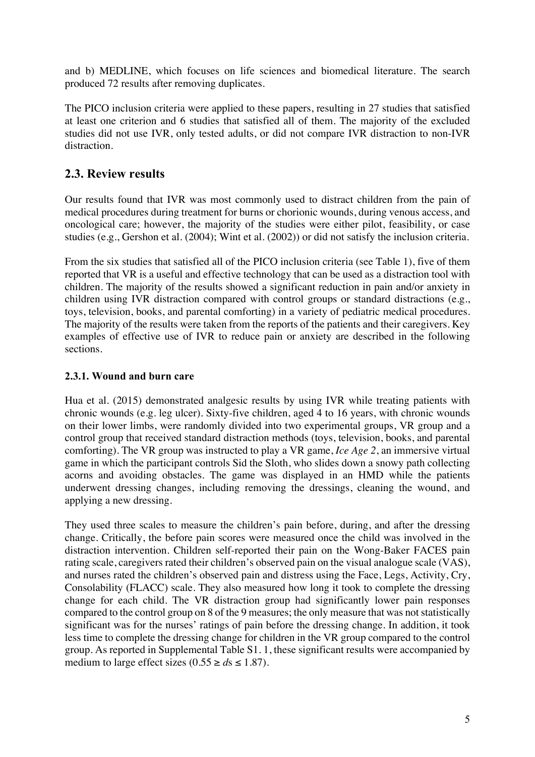and b) MEDLINE, which focuses on life sciences and biomedical literature. The search produced 72 results after removing duplicates.

The PICO inclusion criteria were applied to these papers, resulting in 27 studies that satisfied at least one criterion and 6 studies that satisfied all of them. The majority of the excluded studies did not use IVR, only tested adults, or did not compare IVR distraction to non-IVR distraction.

## 2.3. Review results

Our results found that IVR was most commonly used to distract children from the pain of medical procedures during treatment for burns or chorionic wounds, during venous access, and oncological care; however, the majority of the studies were either pilot, feasibility, or case studies (e.g., Gershon et al. (2004); Wint et al. (2002)) or did not satisfy the inclusion criteria.

From the six studies that satisfied all of the PICO inclusion criteria (see Table 1), five of them reported that VR is a useful and effective technology that can be used as a distraction tool with children. The majority of the results showed a significant reduction in pain and/or anxiety in children using IVR distraction compared with control groups or standard distractions (e.g., toys, television, books, and parental comforting) in a variety of pediatric medical procedures. The majority of the results were taken from the reports of the patients and their caregivers. Key examples of effective use of IVR to reduce pain or anxiety are described in the following sections.

### 2.3.1. Wound and burn care

Hua et al. (2015) demonstrated analgesic results by using IVR while treating patients with chronic wounds (e.g. leg ulcer). Sixty-five children, aged 4 to 16 years, with chronic wounds on their lower limbs, were randomly divided into two experimental groups, VR group and a control group that received standard distraction methods (toys, television, books, and parental comforting). The VR group was instructed to play a VR game, *Ice Age 2*, an immersive virtual game in which the participant controls Sid the Sloth, who slides down a snowy path collecting acorns and avoiding obstacles. The game was displayed in an HMD while the patients underwent dressing changes, including removing the dressings, cleaning the wound, and applying a new dressing.

They used three scales to measure the children's pain before, during, and after the dressing change. Critically, the before pain scores were measured once the child was involved in the distraction intervention. Children self-reported their pain on the Wong-Baker FACES pain rating scale, caregivers rated their children's observed pain on the visual analogue scale (VAS), and nurses rated the children's observed pain and distress using the Face, Legs, Activity, Cry, Consolability (FLACC) scale. They also measured how long it took to complete the dressing change for each child. The VR distraction group had significantly lower pain responses compared to the control group on 8 of the 9 measures; the only measure that was not statistically significant was for the nurses' ratings of pain before the dressing change. In addition, it took less time to complete the dressing change for children in the VR group compared to the control group. As reported in Supplemental Table S1. 1, these significant results were accompanied by medium to large effect sizes ($0.55 \geq ds \leq 1.87$).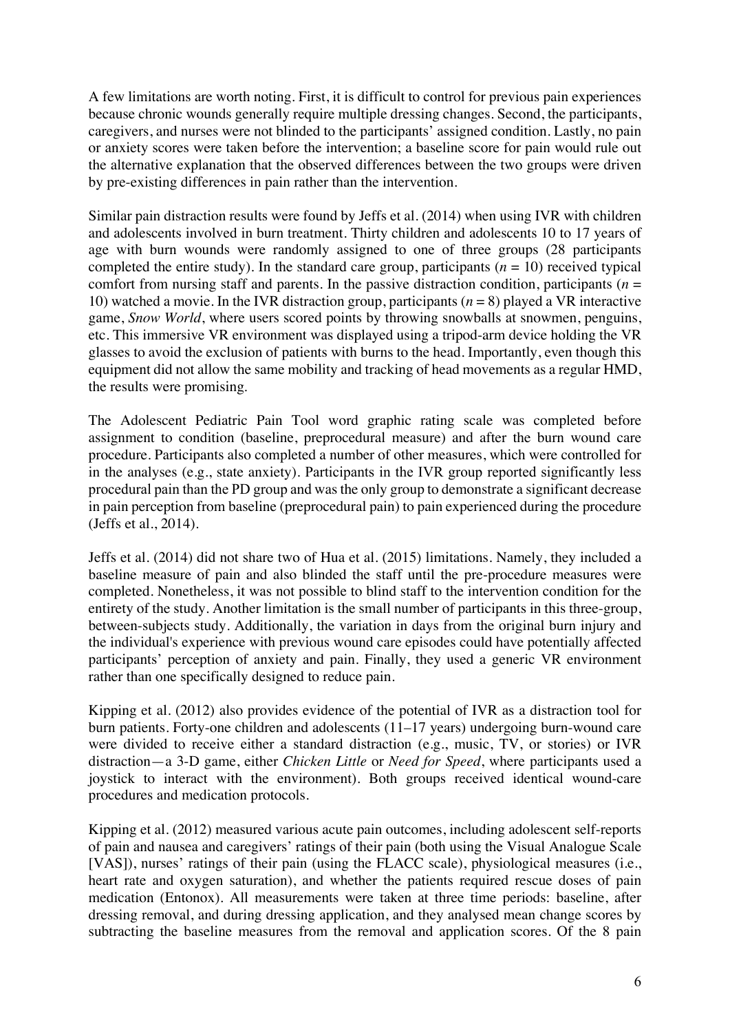A few limitations are worth noting. First, it is difficult to control for previous pain experiences because chronic wounds generally require multiple dressing changes. Second, the participants, caregivers, and nurses were not blinded to the participants' assigned condition. Lastly, no pain or anxiety scores were taken before the intervention; a baseline score for pain would rule out the alternative explanation that the observed differences between the two groups were driven by pre-existing differences in pain rather than the intervention.

Similar pain distraction results were found by Jeffs et al. (2014) when using IVR with children and adolescents involved in burn treatment. Thirty children and adolescents 10 to 17 years of age with burn wounds were randomly assigned to one of three groups (28 participants completed the entire study). In the standard care group, participants ($n$ = 10) received typical comfort from nursing staff and parents. In the passive distraction condition, participants ($n$ = 10) watched a movie. In the IVR distraction group, participants ($n$ = 8) played a VR interactive game, *Snow World*, where users scored points by throwing snowballs at snowmen, penguins, etc. This immersive VR environment was displayed using a tripod-arm device holding the VR glasses to avoid the exclusion of patients with burns to the head. Importantly, even though this equipment did not allow the same mobility and tracking of head movements as a regular HMD, the results were promising.

The Adolescent Pediatric Pain Tool word graphic rating scale was completed before assignment to condition (baseline, preprocedural measure) and after the burn wound care procedure. Participants also completed a number of other measures, which were controlled for in the analyses (e.g., state anxiety). Participants in the IVR group reported significantly less procedural pain than the PD group and was the only group to demonstrate a significant decrease in pain perception from baseline (preprocedural pain) to pain experienced during the procedure (Jeffs et al., 2014).

Jeffs et al. (2014) did not share two of Hua et al. (2015) limitations. Namely, they included a baseline measure of pain and also blinded the staff until the pre-procedure measures were completed. Nonetheless, it was not possible to blind staff to the intervention condition for the entirety of the study. Another limitation is the small number of participants in this three-group, between-subjects study. Additionally, the variation in days from the original burn injury and the individual's experience with previous wound care episodes could have potentially affected participants' perception of anxiety and pain. Finally, they used a generic VR environment rather than one specifically designed to reduce pain.

Kipping et al. (2012) also provides evidence of the potential of IVR as a distraction tool for burn patients. Forty-one children and adolescents (11–17 years) undergoing burn-wound care were divided to receive either a standard distraction (e.g., music, TV, or stories) or IVR distraction—a 3-D game, either *Chicken Little* or *Need for Speed*, where participants used a joystick to interact with the environment). Both groups received identical wound-care procedures and medication protocols.

Kipping et al. (2012) measured various acute pain outcomes, including adolescent self-reports of pain and nausea and caregivers' ratings of their pain (both using the Visual Analogue Scale [VAS]), nurses' ratings of their pain (using the FLACC scale), physiological measures (i.e., heart rate and oxygen saturation), and whether the patients required rescue doses of pain medication (Entonox). All measurements were taken at three time periods: baseline, after dressing removal, and during dressing application, and they analysed mean change scores by subtracting the baseline measures from the removal and application scores. Of the 8 pain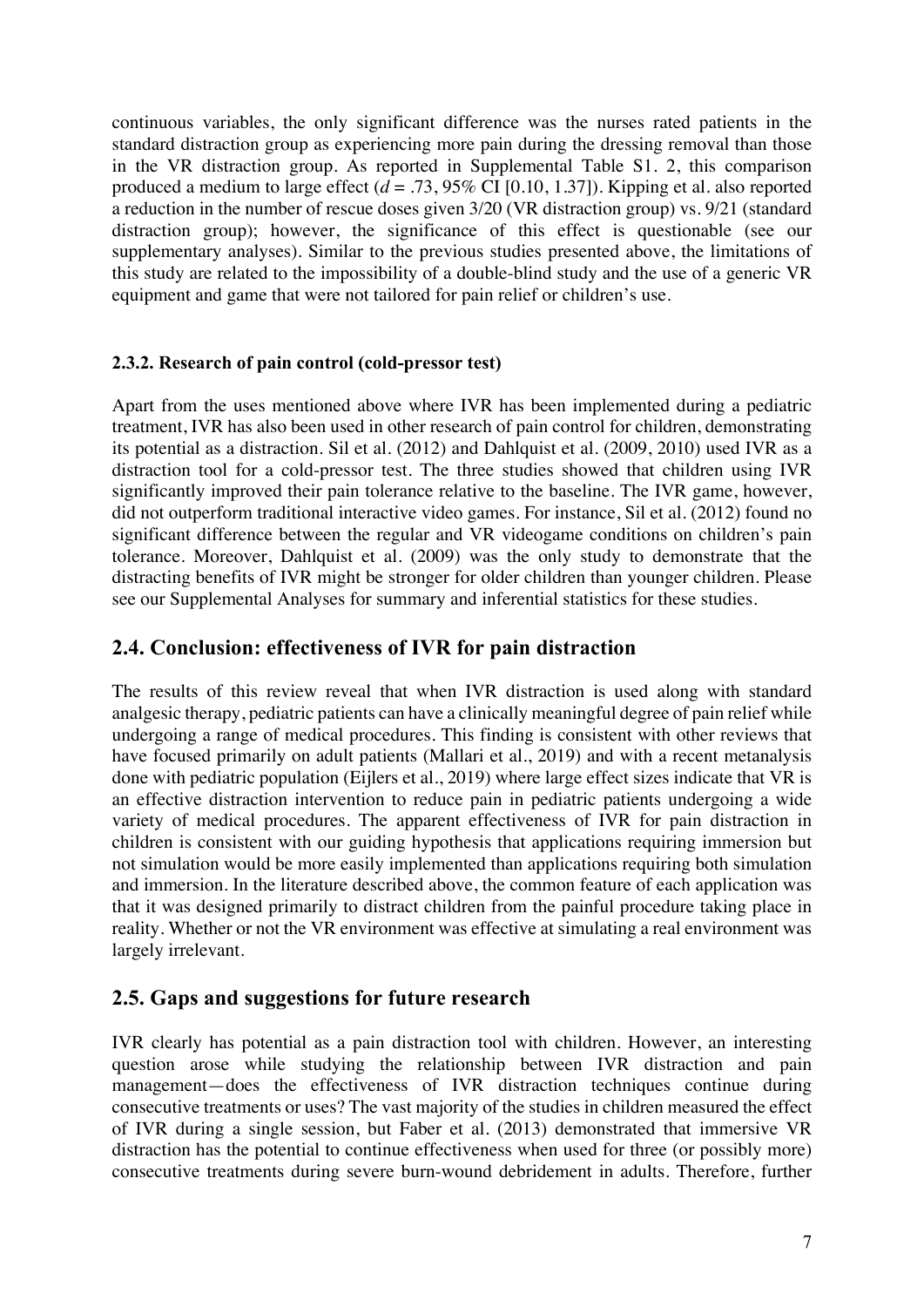continuous variables, the only significant difference was the nurses rated patients in the standard distraction group as experiencing more pain during the dressing removal than those in the VR distraction group. As reported in Supplemental Table S1. 2, this comparison produced a medium to large effect ($d$ = .73, 95% CI [0.10, 1.37]). Kipping et al. also reported a reduction in the number of rescue doses given 3/20 (VR distraction group) vs. 9/21 (standard distraction group); however, the significance of this effect is questionable (see our supplementary analyses). Similar to the previous studies presented above, the limitations of this study are related to the impossibility of a double-blind study and the use of a generic VR equipment and game that were not tailored for pain relief or children's use.

#### 2.3.2. Research of pain control (cold-pressor test)

Apart from the uses mentioned above where IVR has been implemented during a pediatric treatment, IVR has also been used in other research of pain control for children, demonstrating its potential as a distraction. Sil et al. (2012) and Dahlquist et al. (2009, 2010) used IVR as a distraction tool for a cold-pressor test. The three studies showed that children using IVR significantly improved their pain tolerance relative to the baseline. The IVR game, however, did not outperform traditional interactive video games. For instance, Sil et al. (2012) found no significant difference between the regular and VR videogame conditions on children's pain tolerance. Moreover, Dahlquist et al. (2009) was the only study to demonstrate that the distracting benefits of IVR might be stronger for older children than younger children. Please see our Supplemental Analyses for summary and inferential statistics for these studies.

## 2.4. Conclusion: effectiveness of IVR for pain distraction

The results of this review reveal that when IVR distraction is used along with standard analgesic therapy, pediatric patients can have a clinically meaningful degree of pain relief while undergoing a range of medical procedures. This finding is consistent with other reviews that have focused primarily on adult patients (Mallari et al., 2019) and with a recent metanalysis done with pediatric population (Eijlers et al., 2019) where large effect sizes indicate that VR is an effective distraction intervention to reduce pain in pediatric patients undergoing a wide variety of medical procedures. The apparent effectiveness of IVR for pain distraction in children is consistent with our guiding hypothesis that applications requiring immersion but not simulation would be more easily implemented than applications requiring both simulation and immersion. In the literature described above, the common feature of each application was that it was designed primarily to distract children from the painful procedure taking place in reality. Whether or not the VR environment was effective at simulating a real environment was largely irrelevant.

## 2.5. Gaps and suggestions for future research

IVR clearly has potential as a pain distraction tool with children. However, an interesting question arose while studying the relationship between IVR distraction and pain management—does the effectiveness of IVR distraction techniques continue during consecutive treatments or uses? The vast majority of the studies in children measured the effect of IVR during a single session, but Faber et al. (2013) demonstrated that immersive VR distraction has the potential to continue effectiveness when used for three (or possibly more) consecutive treatments during severe burn-wound debridement in adults. Therefore, further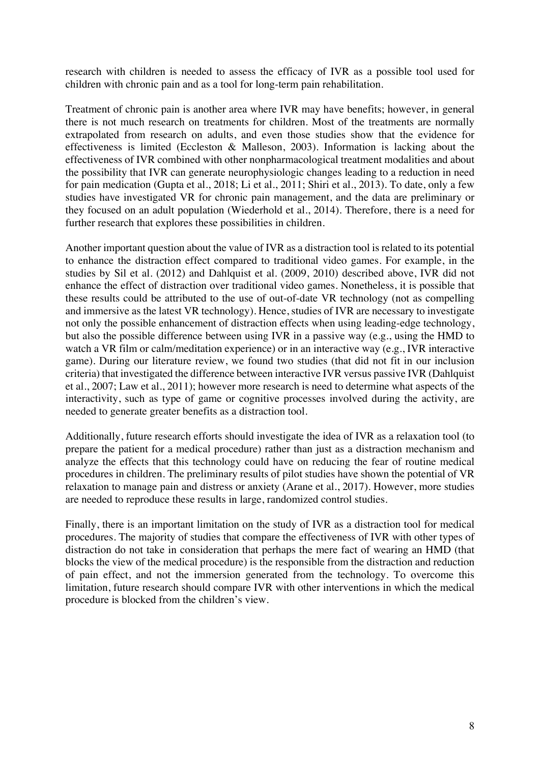research with children is needed to assess the efficacy of IVR as a possible tool used for children with chronic pain and as a tool for long-term pain rehabilitation.

Treatment of chronic pain is another area where IVR may have benefits; however, in general there is not much research on treatments for children. Most of the treatments are normally extrapolated from research on adults, and even those studies show that the evidence for effectiveness is limited (Eccleston & Malleson, 2003). Information is lacking about the effectiveness of IVR combined with other nonpharmacological treatment modalities and about the possibility that IVR can generate neurophysiologic changes leading to a reduction in need for pain medication (Gupta et al., 2018; Li et al., 2011; Shiri et al., 2013). To date, only a few studies have investigated VR for chronic pain management, and the data are preliminary or they focused on an adult population (Wiederhold et al., 2014). Therefore, there is a need for further research that explores these possibilities in children.

Another important question about the value of IVR as a distraction tool is related to its potential to enhance the distraction effect compared to traditional video games. For example, in the studies by Sil et al. (2012) and Dahlquist et al. (2009, 2010) described above, IVR did not enhance the effect of distraction over traditional video games. Nonetheless, it is possible that these results could be attributed to the use of out-of-date VR technology (not as compelling and immersive as the latest VR technology). Hence, studies of IVR are necessary to investigate not only the possible enhancement of distraction effects when using leading-edge technology, but also the possible difference between using IVR in a passive way (e.g., using the HMD to watch a VR film or calm/meditation experience) or in an interactive way (e.g., IVR interactive game). During our literature review, we found two studies (that did not fit in our inclusion criteria) that investigated the difference between interactive IVR versus passive IVR (Dahlquist et al., 2007; Law et al., 2011); however more research is need to determine what aspects of the interactivity, such as type of game or cognitive processes involved during the activity, are needed to generate greater benefits as a distraction tool.

Additionally, future research efforts should investigate the idea of IVR as a relaxation tool (to prepare the patient for a medical procedure) rather than just as a distraction mechanism and analyze the effects that this technology could have on reducing the fear of routine medical procedures in children. The preliminary results of pilot studies have shown the potential of VR relaxation to manage pain and distress or anxiety (Arane et al., 2017). However, more studies are needed to reproduce these results in large, randomized control studies.

Finally, there is an important limitation on the study of IVR as a distraction tool for medical procedures. The majority of studies that compare the effectiveness of IVR with other types of distraction do not take in consideration that perhaps the mere fact of wearing an HMD (that blocks the view of the medical procedure) is the responsible from the distraction and reduction of pain effect, and not the immersion generated from the technology. To overcome this limitation, future research should compare IVR with other interventions in which the medical procedure is blocked from the children's view.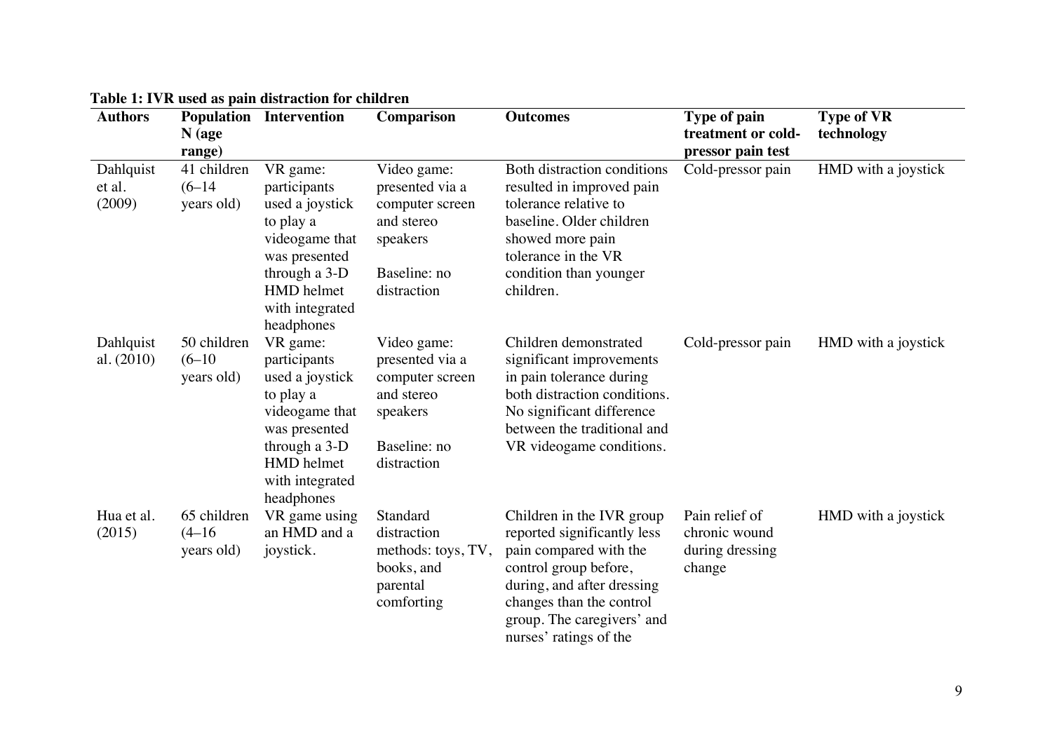**Table 1: IVR used as pain distraction for children**

| Authors | Population N (age range) | Intervention | Comparison | Outcomes | Type of pain treatment or cold-pressor pain test | Type of VR technology |
|---|---|---|---|---|---|---|
| Dahlquist et al. (2009) | 41 children (6–14 years old) | VR game: participants used a joystick to play a videogame that was presented through a 3-D HMD helmet with integrated headphones | Video game: presented via a computer screen and stereo speakers<br><br>Baseline: no distraction | Both distraction conditions resulted in improved pain tolerance relative to baseline. Older children showed more pain tolerance in the VR condition than younger children. | Cold-pressor pain | HMD with a joystick |
| Dahlquist al. (2010) | 50 children (6–10 years old) | VR game: participants used a joystick to play a videogame that was presented through a 3-D HMD helmet with integrated headphones | Video game: presented via a computer screen and stereo speakers<br><br>Baseline: no distraction | Children demonstrated significant improvements in pain tolerance during both distraction conditions. No significant difference between the traditional and VR videogame conditions. | Cold-pressor pain | HMD with a joystick |
| Hua et al. (2015) | 65 children (4–16 years old) | VR game using an HMD and a joystick. | Standard distraction methods: toys, TV, books, and parental comforting | Children in the IVR group reported significantly less pain compared with the control group before, during, and after dressing changes than the control group. The caregivers' and nurses' ratings of the | Pain relief of chronic wound during dressing change | HMD with a joystick |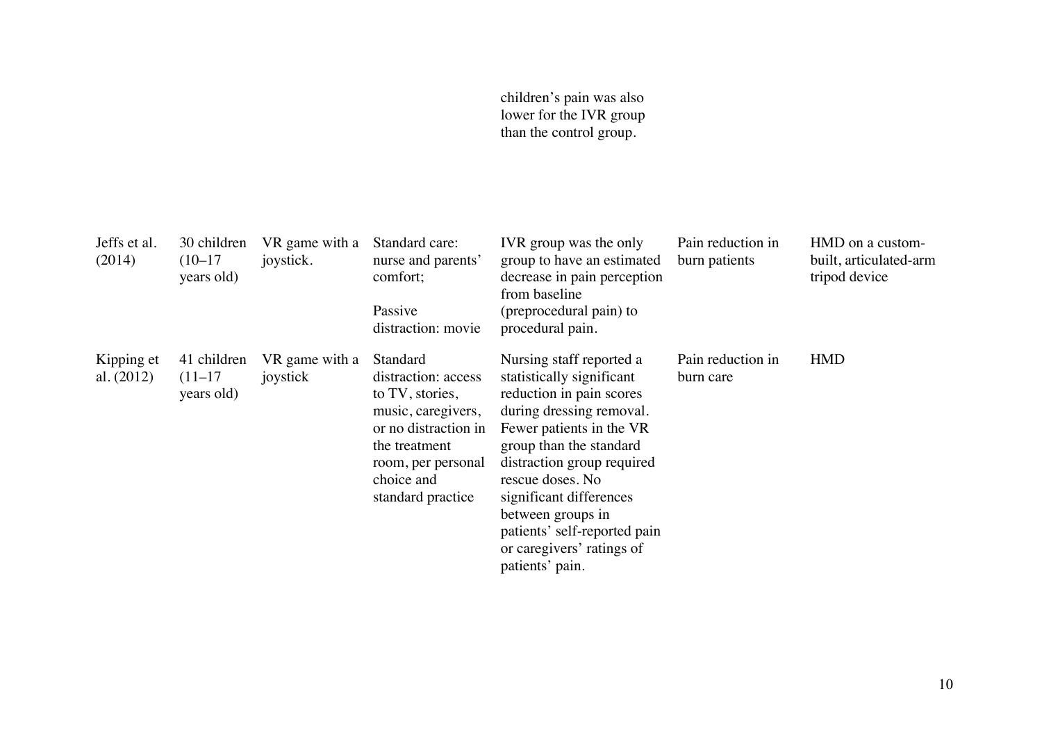| | | | | children's pain was also lower for the IVR group than the control group. | | |
|---|---|---|---|---|---|---|
| Jeffs et al. (2014) | 30 children (10–17 years old) | VR game with a joystick. | Standard care: nurse and parents' comfort;<br><br>Passive distraction: movie | IVR group was the only group to have an estimated decrease in pain perception from baseline (preprocedural pain) to procedural pain. | Pain reduction in burn patients | HMD on a custom-built, articulated-arm tripod device |
| Kipping et al. (2012) | 41 children (11–17 years old) | VR game with a joystick | Standard distraction: access to TV, stories, music, caregivers, or no distraction in the treatment room, per personal choice and standard practice | Nursing staff reported a statistically significant reduction in pain scores during dressing removal. Fewer patients in the VR group than the standard distraction group required rescue doses. No significant differences between groups in patients' self-reported pain or caregivers' ratings of patients' pain. | Pain reduction in burn care | HMD |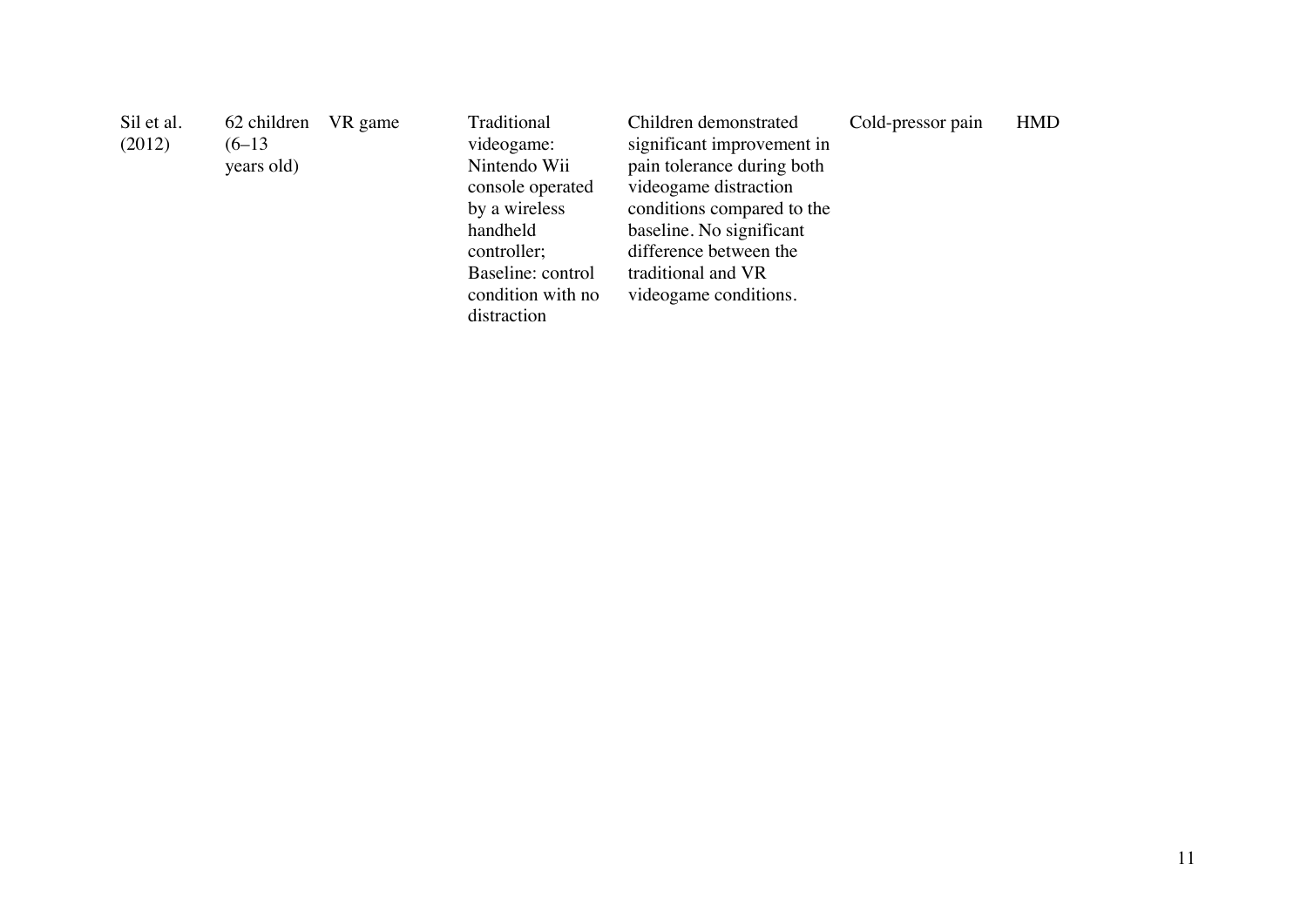| Sil et al. (2012) | 62 children (6–13 years old) | VR game | Traditional videogame: Nintendo Wii console operated by a wireless handheld controller; Baseline: control condition with no distraction | Children demonstrated significant improvement in pain tolerance during both videogame distraction conditions compared to the baseline. No significant difference between the traditional and VR videogame conditions. | Cold-pressor pain | HMD |
|---|---|---|---|---|---|---|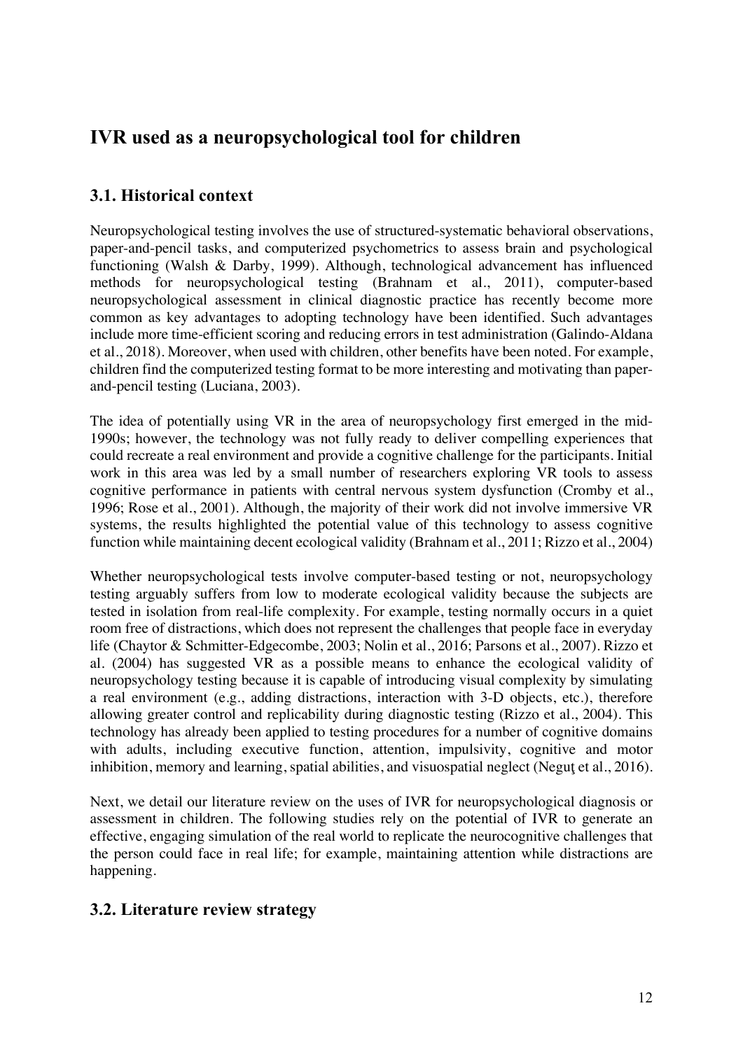# IVR used as a neuropsychological tool for children

## 3.1. Historical context

Neuropsychological testing involves the use of structured-systematic behavioral observations, paper-and-pencil tasks, and computerized psychometrics to assess brain and psychological functioning (Walsh & Darby, 1999). Although, technological advancement has influenced methods for neuropsychological testing (Brahnam et al., 2011), computer-based neuropsychological assessment in clinical diagnostic practice has recently become more common as key advantages to adopting technology have been identified. Such advantages include more time-efficient scoring and reducing errors in test administration (Galindo-Aldana et al., 2018). Moreover, when used with children, other benefits have been noted. For example, children find the computerized testing format to be more interesting and motivating than paper-and-pencil testing (Luciana, 2003).

The idea of potentially using VR in the area of neuropsychology first emerged in the mid-1990s; however, the technology was not fully ready to deliver compelling experiences that could recreate a real environment and provide a cognitive challenge for the participants. Initial work in this area was led by a small number of researchers exploring VR tools to assess cognitive performance in patients with central nervous system dysfunction (Cromby et al., 1996; Rose et al., 2001). Although, the majority of their work did not involve immersive VR systems, the results highlighted the potential value of this technology to assess cognitive function while maintaining decent ecological validity (Brahnam et al., 2011; Rizzo et al., 2004)

Whether neuropsychological tests involve computer-based testing or not, neuropsychology testing arguably suffers from low to moderate ecological validity because the subjects are tested in isolation from real-life complexity. For example, testing normally occurs in a quiet room free of distractions, which does not represent the challenges that people face in everyday life (Chaytor & Schmitter-Edgecombe, 2003; Nolin et al., 2016; Parsons et al., 2007). Rizzo et al. (2004) has suggested VR as a possible means to enhance the ecological validity of neuropsychology testing because it is capable of introducing visual complexity by simulating a real environment (e.g., adding distractions, interaction with 3-D objects, etc.), therefore allowing greater control and replicability during diagnostic testing (Rizzo et al., 2004). This technology has already been applied to testing procedures for a number of cognitive domains with adults, including executive function, attention, impulsivity, cognitive and motor inhibition, memory and learning, spatial abilities, and visuospatial neglect (Neguţ et al., 2016).

Next, we detail our literature review on the uses of IVR for neuropsychological diagnosis or assessment in children. The following studies rely on the potential of IVR to generate an effective, engaging simulation of the real world to replicate the neurocognitive challenges that the person could face in real life; for example, maintaining attention while distractions are happening.

## 3.2. Literature review strategy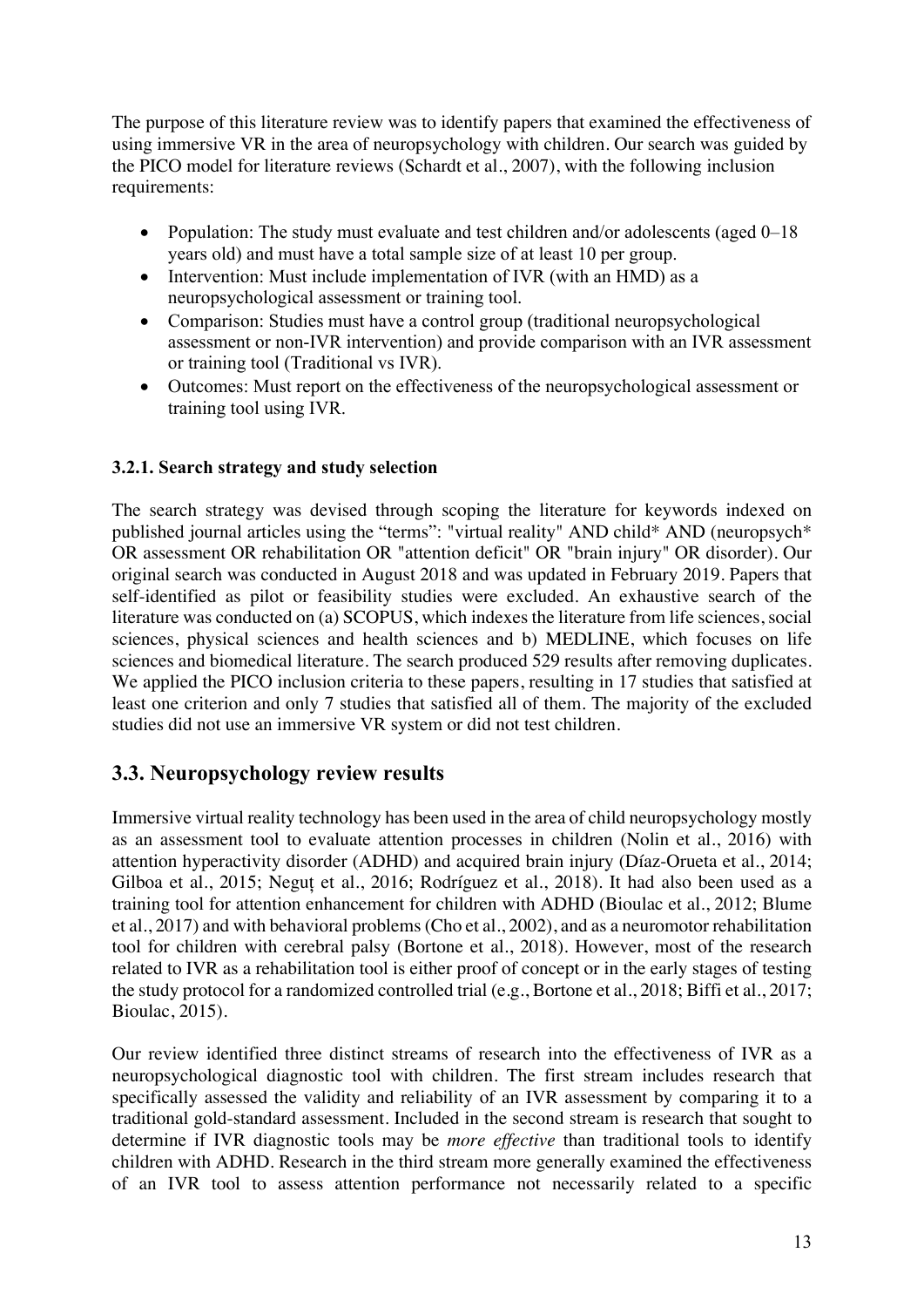The purpose of this literature review was to identify papers that examined the effectiveness of using immersive VR in the area of neuropsychology with children. Our search was guided by the PICO model for literature reviews (Schardt et al., 2007), with the following inclusion requirements:

- Population: The study must evaluate and test children and/or adolescents (aged 0–18 years old) and must have a total sample size of at least 10 per group.
- Intervention: Must include implementation of IVR (with an HMD) as a neuropsychological assessment or training tool.
- Comparison: Studies must have a control group (traditional neuropsychological assessment or non-IVR intervention) and provide comparison with an IVR assessment or training tool (Traditional vs IVR).
- Outcomes: Must report on the effectiveness of the neuropsychological assessment or training tool using IVR.

### 3.2.1. Search strategy and study selection

The search strategy was devised through scoping the literature for keywords indexed on published journal articles using the "terms": "virtual reality" AND child* AND (neuropsych* OR assessment OR rehabilitation OR "attention deficit" OR "brain injury" OR disorder). Our original search was conducted in August 2018 and was updated in February 2019. Papers that self-identified as pilot or feasibility studies were excluded. An exhaustive search of the literature was conducted on (a) SCOPUS, which indexes the literature from life sciences, social sciences, physical sciences and health sciences and b) MEDLINE, which focuses on life sciences and biomedical literature. The search produced 529 results after removing duplicates. We applied the PICO inclusion criteria to these papers, resulting in 17 studies that satisfied at least one criterion and only 7 studies that satisfied all of them. The majority of the excluded studies did not use an immersive VR system or did not test children.

## 3.3. Neuropsychology review results

Immersive virtual reality technology has been used in the area of child neuropsychology mostly as an assessment tool to evaluate attention processes in children (Nolin et al., 2016) with attention hyperactivity disorder (ADHD) and acquired brain injury (Díaz-Orueta et al., 2014; Gilboa et al., 2015; Neguț et al., 2016; Rodríguez et al., 2018). It had also been used as a training tool for attention enhancement for children with ADHD (Bioulac et al., 2012; Blume et al., 2017) and with behavioral problems (Cho et al., 2002), and as a neuromotor rehabilitation tool for children with cerebral palsy (Bortone et al., 2018). However, most of the research related to IVR as a rehabilitation tool is either proof of concept or in the early stages of testing the study protocol for a randomized controlled trial (e.g., Bortone et al., 2018; Biffi et al., 2017; Bioulac, 2015).

Our review identified three distinct streams of research into the effectiveness of IVR as a neuropsychological diagnostic tool with children. The first stream includes research that specifically assessed the validity and reliability of an IVR assessment by comparing it to a traditional gold-standard assessment. Included in the second stream is research that sought to determine if IVR diagnostic tools may be *more effective* than traditional tools to identify children with ADHD. Research in the third stream more generally examined the effectiveness of an IVR tool to assess attention performance not necessarily related to a specific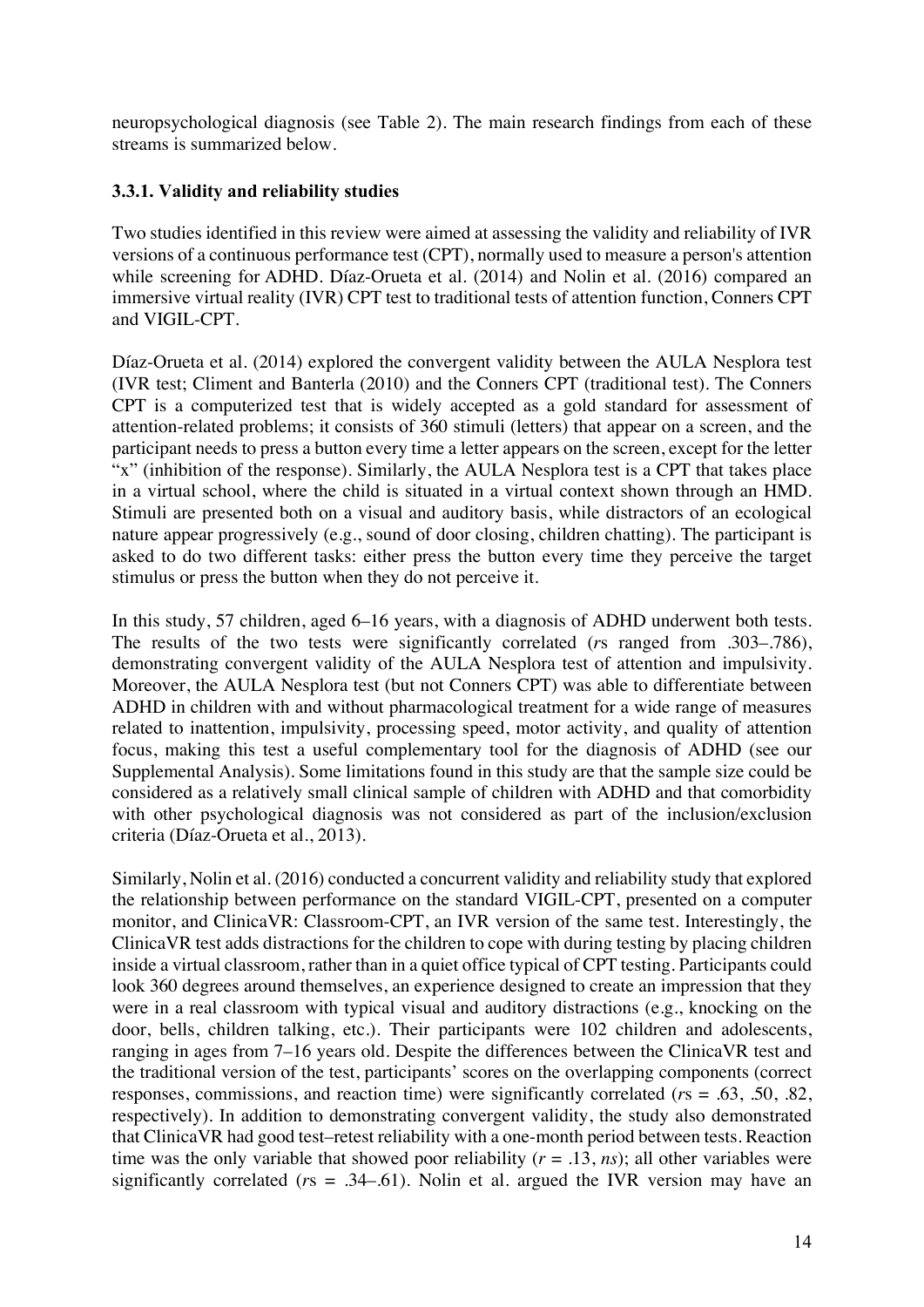neuropsychological diagnosis (see Table 2). The main research findings from each of these streams is summarized below.

### 3.3.1. Validity and reliability studies

Two studies identified in this review were aimed at assessing the validity and reliability of IVR versions of a continuous performance test (CPT), normally used to measure a person's attention while screening for ADHD. Díaz-Orueta et al. (2014) and Nolin et al. (2016) compared an immersive virtual reality (IVR) CPT test to traditional tests of attention function, Conners CPT and VIGIL-CPT.

Díaz-Orueta et al. (2014) explored the convergent validity between the AULA Nesplora test (IVR test; Climent and Banterla (2010) and the Conners CPT (traditional test). The Conners CPT is a computerized test that is widely accepted as a gold standard for assessment of attention-related problems; it consists of 360 stimuli (letters) that appear on a screen, and the participant needs to press a button every time a letter appears on the screen, except for the letter "x" (inhibition of the response). Similarly, the AULA Nesplora test is a CPT that takes place in a virtual school, where the child is situated in a virtual context shown through an HMD. Stimuli are presented both on a visual and auditory basis, while distractors of an ecological nature appear progressively (e.g., sound of door closing, children chatting). The participant is asked to do two different tasks: either press the button every time they perceive the target stimulus or press the button when they do not perceive it.

In this study, 57 children, aged 6–16 years, with a diagnosis of ADHD underwent both tests. The results of the two tests were significantly correlated (*r*s ranged from .303–.786), demonstrating convergent validity of the AULA Nesplora test of attention and impulsivity. Moreover, the AULA Nesplora test (but not Conners CPT) was able to differentiate between ADHD in children with and without pharmacological treatment for a wide range of measures related to inattention, impulsivity, processing speed, motor activity, and quality of attention focus, making this test a useful complementary tool for the diagnosis of ADHD (see our Supplemental Analysis). Some limitations found in this study are that the sample size could be considered as a relatively small clinical sample of children with ADHD and that comorbidity with other psychological diagnosis was not considered as part of the inclusion/exclusion criteria (Díaz-Orueta et al., 2013).

Similarly, Nolin et al. (2016) conducted a concurrent validity and reliability study that explored the relationship between performance on the standard VIGIL-CPT, presented on a computer monitor, and ClinicaVR: Classroom-CPT, an IVR version of the same test. Interestingly, the ClinicaVR test adds distractions for the children to cope with during testing by placing children inside a virtual classroom, rather than in a quiet office typical of CPT testing. Participants could look 360 degrees around themselves, an experience designed to create an impression that they were in a real classroom with typical visual and auditory distractions (e.g., knocking on the door, bells, children talking, etc.). Their participants were 102 children and adolescents, ranging in ages from 7–16 years old. Despite the differences between the ClinicaVR test and the traditional version of the test, participants' scores on the overlapping components (correct responses, commissions, and reaction time) were significantly correlated (*r*s = .63, .50, .82, respectively). In addition to demonstrating convergent validity, the study also demonstrated that ClinicaVR had good test–retest reliability with a one-month period between tests. Reaction time was the only variable that showed poor reliability ($r = .13$, *ns*); all other variables were significantly correlated (*r*s = .34–.61). Nolin et al. argued the IVR version may have an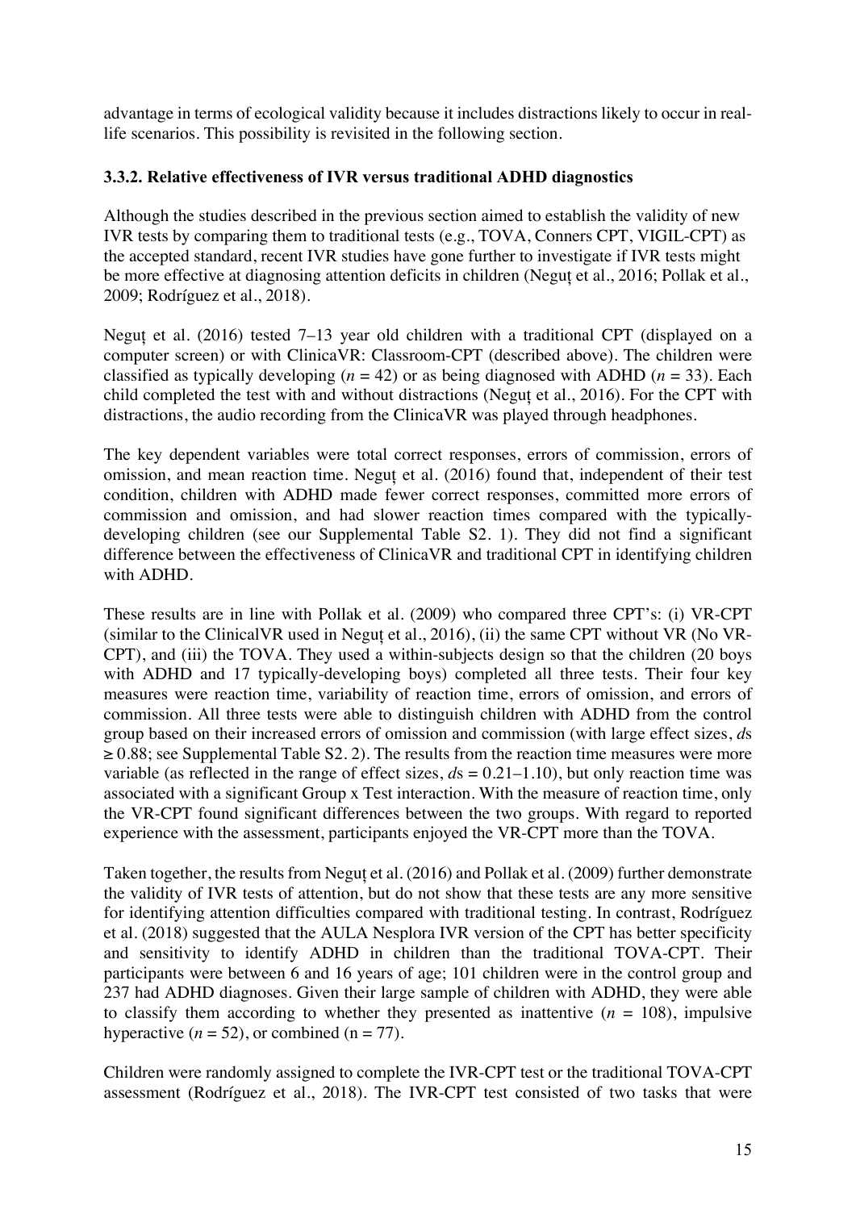advantage in terms of ecological validity because it includes distractions likely to occur in real-life scenarios. This possibility is revisited in the following section.

### 3.3.2. Relative effectiveness of IVR versus traditional ADHD diagnostics

Although the studies described in the previous section aimed to establish the validity of new IVR tests by comparing them to traditional tests (e.g., TOVA, Conners CPT, VIGIL-CPT) as the accepted standard, recent IVR studies have gone further to investigate if IVR tests might be more effective at diagnosing attention deficits in children (Neguț et al., 2016; Pollak et al., 2009; Rodríguez et al., 2018).

Neguț et al. (2016) tested 7–13 year old children with a traditional CPT (displayed on a computer screen) or with ClinicaVR: Classroom-CPT (described above). The children were classified as typically developing ($n = 42$) or as being diagnosed with ADHD ($n = 33$). Each child completed the test with and without distractions (Neguț et al., 2016). For the CPT with distractions, the audio recording from the ClinicaVR was played through headphones.

The key dependent variables were total correct responses, errors of commission, errors of omission, and mean reaction time. Neguț et al. (2016) found that, independent of their test condition, children with ADHD made fewer correct responses, committed more errors of commission and omission, and had slower reaction times compared with the typically-developing children (see our Supplemental Table S2. 1). They did not find a significant difference between the effectiveness of ClinicaVR and traditional CPT in identifying children with ADHD.

These results are in line with Pollak et al. (2009) who compared three CPT's: (i) VR-CPT (similar to the ClinicalVR used in Neguț et al., 2016), (ii) the same CPT without VR (No VR-CPT), and (iii) the TOVA. They used a within-subjects design so that the children (20 boys with ADHD and 17 typically-developing boys) completed all three tests. Their four key measures were reaction time, variability of reaction time, errors of omission, and errors of commission. All three tests were able to distinguish children with ADHD from the control group based on their increased errors of omission and commission (with large effect sizes, *d*s $\geq 0.88$; see Supplemental Table S2. 2). The results from the reaction time measures were more variable (as reflected in the range of effect sizes, *d*s = 0.21–1.10), but only reaction time was associated with a significant Group x Test interaction. With the measure of reaction time, only the VR-CPT found significant differences between the two groups. With regard to reported experience with the assessment, participants enjoyed the VR-CPT more than the TOVA.

Taken together, the results from Neguț et al. (2016) and Pollak et al. (2009) further demonstrate the validity of IVR tests of attention, but do not show that these tests are any more sensitive for identifying attention difficulties compared with traditional testing. In contrast, Rodríguez et al. (2018) suggested that the AULA Nesplora IVR version of the CPT has better specificity and sensitivity to identify ADHD in children than the traditional TOVA-CPT. Their participants were between 6 and 16 years of age; 101 children were in the control group and 237 had ADHD diagnoses. Given their large sample of children with ADHD, they were able to classify them according to whether they presented as inattentive ($n = 108$), impulsive hyperactive ($n = 52$), or combined (n = 77).

Children were randomly assigned to complete the IVR-CPT test or the traditional TOVA-CPT assessment (Rodríguez et al., 2018). The IVR-CPT test consisted of two tasks that were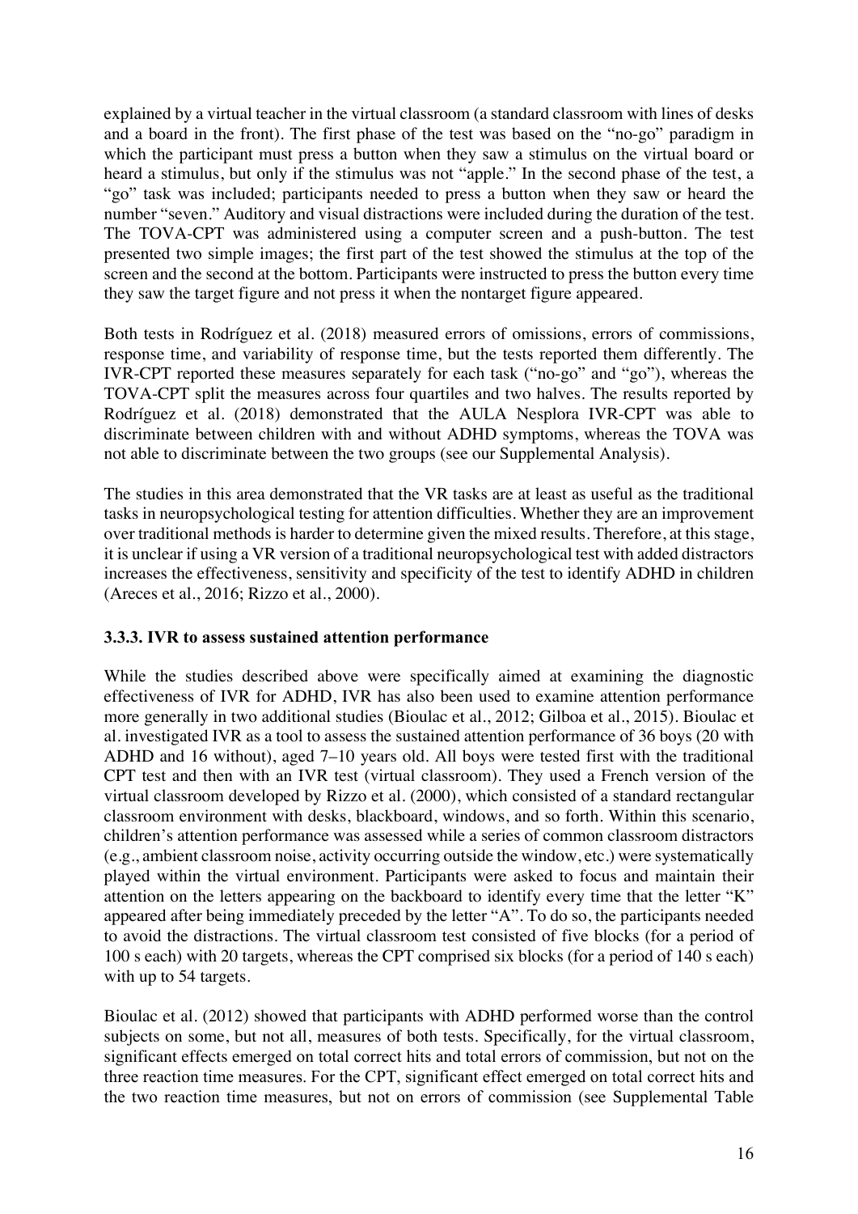explained by a virtual teacher in the virtual classroom (a standard classroom with lines of desks and a board in the front). The first phase of the test was based on the "no-go" paradigm in which the participant must press a button when they saw a stimulus on the virtual board or heard a stimulus, but only if the stimulus was not "apple." In the second phase of the test, a "go" task was included; participants needed to press a button when they saw or heard the number "seven." Auditory and visual distractions were included during the duration of the test. The TOVA-CPT was administered using a computer screen and a push-button. The test presented two simple images; the first part of the test showed the stimulus at the top of the screen and the second at the bottom. Participants were instructed to press the button every time they saw the target figure and not press it when the nontarget figure appeared.

Both tests in Rodríguez et al. (2018) measured errors of omissions, errors of commissions, response time, and variability of response time, but the tests reported them differently. The IVR-CPT reported these measures separately for each task ("no-go" and "go"), whereas the TOVA-CPT split the measures across four quartiles and two halves. The results reported by Rodríguez et al. (2018) demonstrated that the AULA Nesplora IVR-CPT was able to discriminate between children with and without ADHD symptoms, whereas the TOVA was not able to discriminate between the two groups (see our Supplemental Analysis).

The studies in this area demonstrated that the VR tasks are at least as useful as the traditional tasks in neuropsychological testing for attention difficulties. Whether they are an improvement over traditional methods is harder to determine given the mixed results. Therefore, at this stage, it is unclear if using a VR version of a traditional neuropsychological test with added distractors increases the effectiveness, sensitivity and specificity of the test to identify ADHD in children (Areces et al., 2016; Rizzo et al., 2000).

### 3.3.3. IVR to assess sustained attention performance

While the studies described above were specifically aimed at examining the diagnostic effectiveness of IVR for ADHD, IVR has also been used to examine attention performance more generally in two additional studies (Bioulac et al., 2012; Gilboa et al., 2015). Bioulac et al. investigated IVR as a tool to assess the sustained attention performance of 36 boys (20 with ADHD and 16 without), aged 7–10 years old. All boys were tested first with the traditional CPT test and then with an IVR test (virtual classroom). They used a French version of the virtual classroom developed by Rizzo et al. (2000), which consisted of a standard rectangular classroom environment with desks, blackboard, windows, and so forth. Within this scenario, children's attention performance was assessed while a series of common classroom distractors (e.g., ambient classroom noise, activity occurring outside the window, etc.) were systematically played within the virtual environment. Participants were asked to focus and maintain their attention on the letters appearing on the backboard to identify every time that the letter "K" appeared after being immediately preceded by the letter "A". To do so, the participants needed to avoid the distractions. The virtual classroom test consisted of five blocks (for a period of 100 s each) with 20 targets, whereas the CPT comprised six blocks (for a period of 140 s each) with up to 54 targets.

Bioulac et al. (2012) showed that participants with ADHD performed worse than the control subjects on some, but not all, measures of both tests. Specifically, for the virtual classroom, significant effects emerged on total correct hits and total errors of commission, but not on the three reaction time measures. For the CPT, significant effect emerged on total correct hits and the two reaction time measures, but not on errors of commission (see Supplemental Table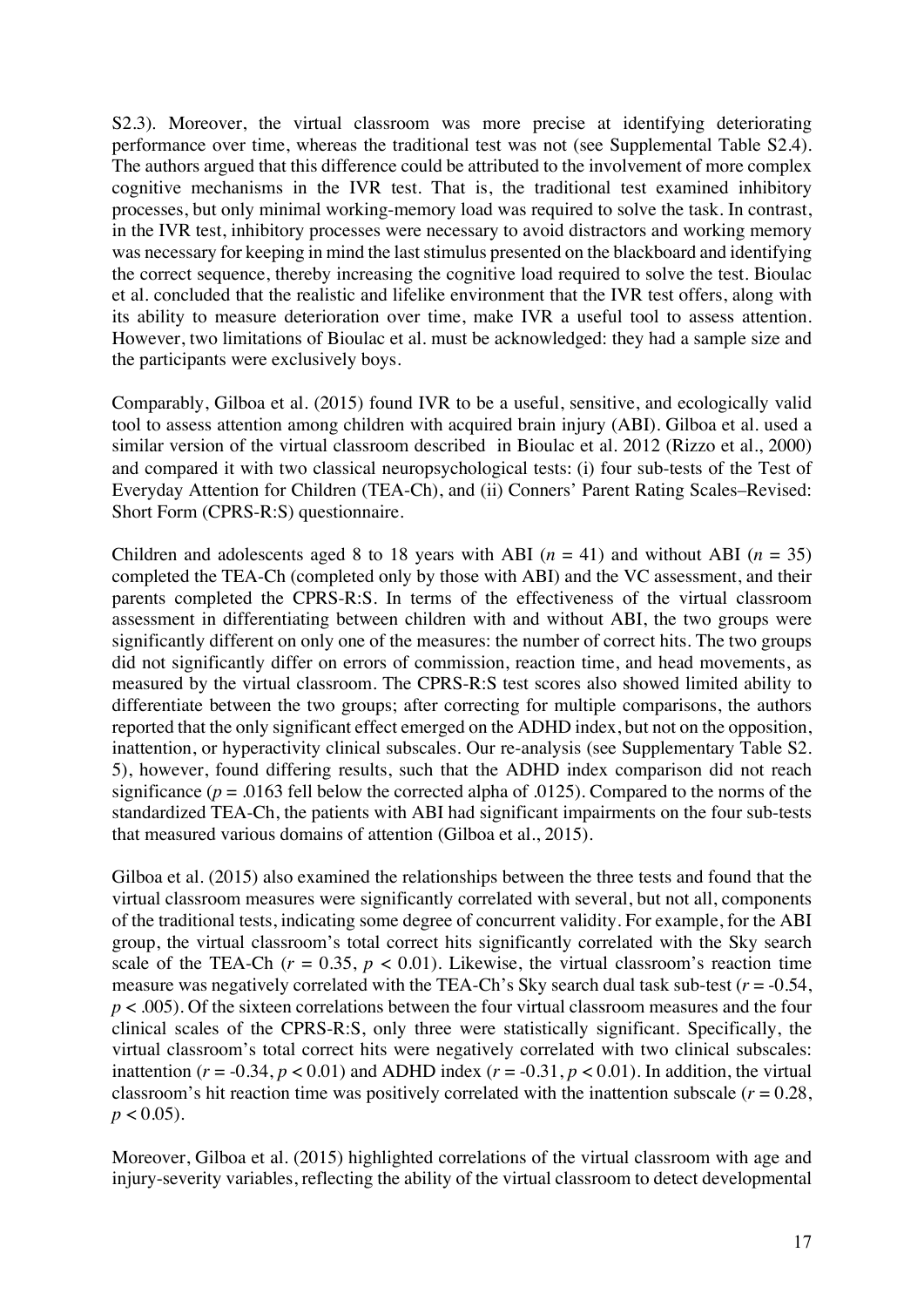S2.3). Moreover, the virtual classroom was more precise at identifying deteriorating performance over time, whereas the traditional test was not (see Supplemental Table S2.4). The authors argued that this difference could be attributed to the involvement of more complex cognitive mechanisms in the IVR test. That is, the traditional test examined inhibitory processes, but only minimal working-memory load was required to solve the task. In contrast, in the IVR test, inhibitory processes were necessary to avoid distractors and working memory was necessary for keeping in mind the last stimulus presented on the blackboard and identifying the correct sequence, thereby increasing the cognitive load required to solve the test. Bioulac et al. concluded that the realistic and lifelike environment that the IVR test offers, along with its ability to measure deterioration over time, make IVR a useful tool to assess attention. However, two limitations of Bioulac et al. must be acknowledged: they had a sample size and the participants were exclusively boys.

Comparably, Gilboa et al. (2015) found IVR to be a useful, sensitive, and ecologically valid tool to assess attention among children with acquired brain injury (ABI). Gilboa et al. used a similar version of the virtual classroom described in Bioulac et al. 2012 (Rizzo et al., 2000) and compared it with two classical neuropsychological tests: (i) four sub-tests of the Test of Everyday Attention for Children (TEA-Ch), and (ii) Conners' Parent Rating Scales–Revised: Short Form (CPRS-R:S) questionnaire.

Children and adolescents aged 8 to 18 years with ABI ($n$ = 41) and without ABI ($n$ = 35) completed the TEA-Ch (completed only by those with ABI) and the VC assessment, and their parents completed the CPRS-R:S. In terms of the effectiveness of the virtual classroom assessment in differentiating between children with and without ABI, the two groups were significantly different on only one of the measures: the number of correct hits. The two groups did not significantly differ on errors of commission, reaction time, and head movements, as measured by the virtual classroom. The CPRS-R:S test scores also showed limited ability to differentiate between the two groups; after correcting for multiple comparisons, the authors reported that the only significant effect emerged on the ADHD index, but not on the opposition, inattention, or hyperactivity clinical subscales. Our re-analysis (see Supplementary Table S2. 5), however, found differing results, such that the ADHD index comparison did not reach significance ($p$ = .0163 fell below the corrected alpha of .0125). Compared to the norms of the standardized TEA-Ch, the patients with ABI had significant impairments on the four sub-tests that measured various domains of attention (Gilboa et al., 2015).

Gilboa et al. (2015) also examined the relationships between the three tests and found that the virtual classroom measures were significantly correlated with several, but not all, components of the traditional tests, indicating some degree of concurrent validity. For example, for the ABI group, the virtual classroom's total correct hits significantly correlated with the Sky search scale of the TEA-Ch ($r$ = 0.35, $p$ < 0.01). Likewise, the virtual classroom's reaction time measure was negatively correlated with the TEA-Ch's Sky search dual task sub-test ($r$ = -0.54, $p$ < .005). Of the sixteen correlations between the four virtual classroom measures and the four clinical scales of the CPRS-R:S, only three were statistically significant. Specifically, the virtual classroom's total correct hits were negatively correlated with two clinical subscales: inattention ($r$ = -0.34, $p$ < 0.01) and ADHD index ($r$ = -0.31, $p$ < 0.01). In addition, the virtual classroom's hit reaction time was positively correlated with the inattention subscale ($r$ = 0.28, $p$ < 0.05).

Moreover, Gilboa et al. (2015) highlighted correlations of the virtual classroom with age and injury-severity variables, reflecting the ability of the virtual classroom to detect developmental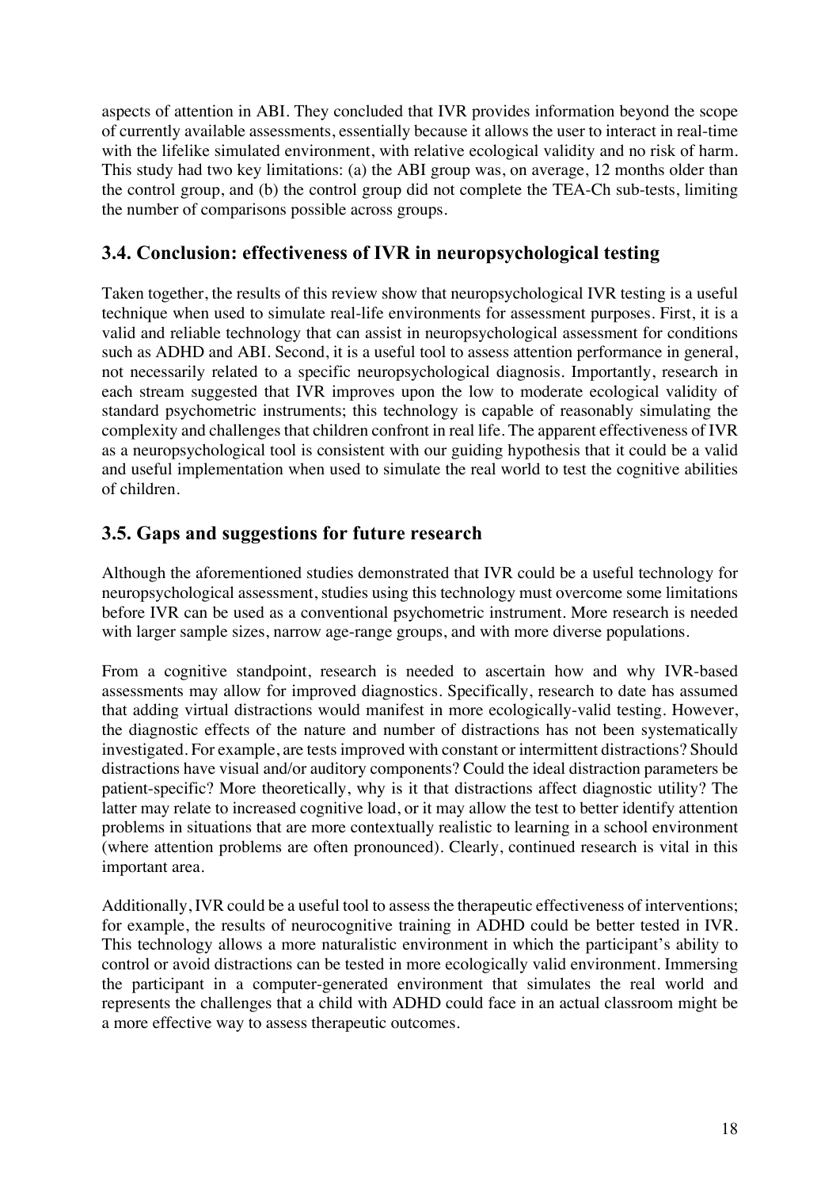aspects of attention in ABI. They concluded that IVR provides information beyond the scope of currently available assessments, essentially because it allows the user to interact in real-time with the lifelike simulated environment, with relative ecological validity and no risk of harm. This study had two key limitations: (a) the ABI group was, on average, 12 months older than the control group, and (b) the control group did not complete the TEA-Ch sub-tests, limiting the number of comparisons possible across groups.

### 3.4. Conclusion: effectiveness of IVR in neuropsychological testing

Taken together, the results of this review show that neuropsychological IVR testing is a useful technique when used to simulate real-life environments for assessment purposes. First, it is a valid and reliable technology that can assist in neuropsychological assessment for conditions such as ADHD and ABI. Second, it is a useful tool to assess attention performance in general, not necessarily related to a specific neuropsychological diagnosis. Importantly, research in each stream suggested that IVR improves upon the low to moderate ecological validity of standard psychometric instruments; this technology is capable of reasonably simulating the complexity and challenges that children confront in real life. The apparent effectiveness of IVR as a neuropsychological tool is consistent with our guiding hypothesis that it could be a valid and useful implementation when used to simulate the real world to test the cognitive abilities of children.

### 3.5. Gaps and suggestions for future research

Although the aforementioned studies demonstrated that IVR could be a useful technology for neuropsychological assessment, studies using this technology must overcome some limitations before IVR can be used as a conventional psychometric instrument. More research is needed with larger sample sizes, narrow age-range groups, and with more diverse populations.

From a cognitive standpoint, research is needed to ascertain how and why IVR-based assessments may allow for improved diagnostics. Specifically, research to date has assumed that adding virtual distractions would manifest in more ecologically-valid testing. However, the diagnostic effects of the nature and number of distractions has not been systematically investigated. For example, are tests improved with constant or intermittent distractions? Should distractions have visual and/or auditory components? Could the ideal distraction parameters be patient-specific? More theoretically, why is it that distractions affect diagnostic utility? The latter may relate to increased cognitive load, or it may allow the test to better identify attention problems in situations that are more contextually realistic to learning in a school environment (where attention problems are often pronounced). Clearly, continued research is vital in this important area.

Additionally, IVR could be a useful tool to assess the therapeutic effectiveness of interventions; for example, the results of neurocognitive training in ADHD could be better tested in IVR. This technology allows a more naturalistic environment in which the participant's ability to control or avoid distractions can be tested in more ecologically valid environment. Immersing the participant in a computer-generated environment that simulates the real world and represents the challenges that a child with ADHD could face in an actual classroom might be a more effective way to assess therapeutic outcomes.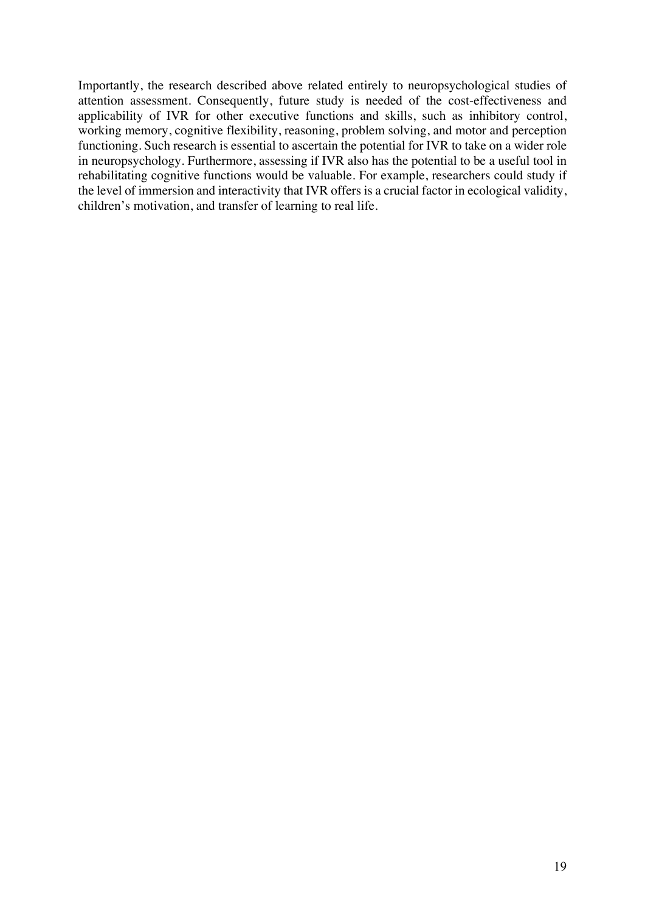Importantly, the research described above related entirely to neuropsychological studies of attention assessment. Consequently, future study is needed of the cost-effectiveness and applicability of IVR for other executive functions and skills, such as inhibitory control, working memory, cognitive flexibility, reasoning, problem solving, and motor and perception functioning. Such research is essential to ascertain the potential for IVR to take on a wider role in neuropsychology. Furthermore, assessing if IVR also has the potential to be a useful tool in rehabilitating cognitive functions would be valuable. For example, researchers could study if the level of immersion and interactivity that IVR offers is a crucial factor in ecological validity, children's motivation, and transfer of learning to real life.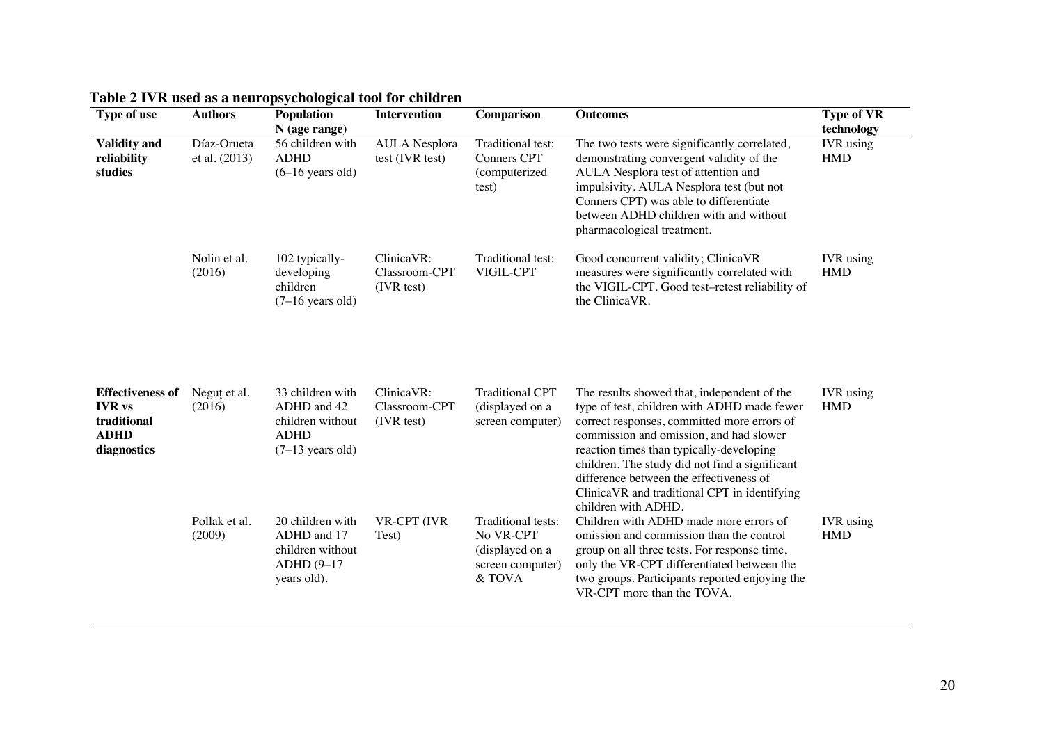**Table 2 IVR used as a neuropsychological tool for children**

| Type of use | Authors | Population N (age range) | Intervention | Comparison | Outcomes | Type of VR technology |
|---|---|---|---|---|---|---|
| **Validity and reliability studies** | Díaz-Orueta et al. (2013) | 56 children with ADHD (6–16 years old) | AULA Nesplora test (IVR test) | Traditional test: Conners CPT (computerized test) | The two tests were significantly correlated, demonstrating convergent validity of the AULA Nesplora test of attention and impulsivity. AULA Nesplora test (but not Conners CPT) was able to differentiate between ADHD children with and without pharmacological treatment. | IVR using HMD |
| | Nolin et al. (2016) | 102 typically-developing children (7–16 years old) | ClinicaVR: Classroom-CPT (IVR test) | Traditional test: VIGIL-CPT | Good concurrent validity; ClinicaVR measures were significantly correlated with the VIGIL-CPT. Good test–retest reliability of the ClinicaVR. | IVR using HMD |
| **Effectiveness of IVR vs traditional ADHD diagnostics** | Neguț et al. (2016) | 33 children with ADHD and 42 children without ADHD (7–13 years old) | ClinicaVR: Classroom-CPT (IVR test) | Traditional CPT (displayed on a screen computer) | The results showed that, independent of the type of test, children with ADHD made fewer correct responses, committed more errors of commission and omission, and had slower reaction times than typically-developing children. The study did not find a significant difference between the effectiveness of ClinicaVR and traditional CPT in identifying children with ADHD. | IVR using HMD |
| | Pollak et al. (2009) | 20 children with ADHD and 17 children without ADHD (9–17 years old). | VR-CPT (IVR Test) | Traditional tests: No VR-CPT (displayed on a screen computer) & TOVA | Children with ADHD made more errors of omission and commission than the control group on all three tests. For response time, only the VR-CPT differentiated between the two groups. Participants reported enjoying the VR-CPT more than the TOVA. | IVR using HMD |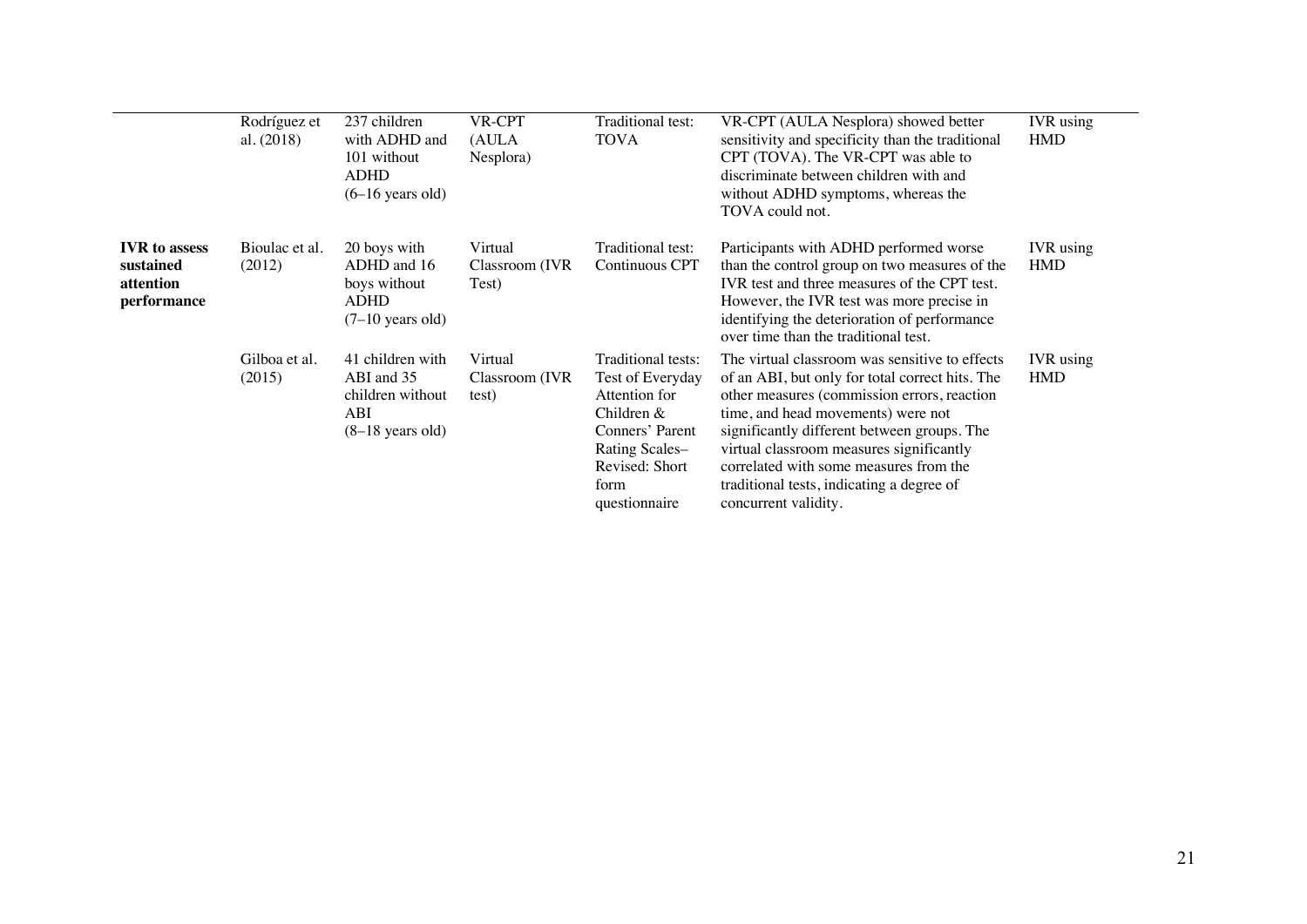| | | | | | | |
|---|---|---|---|---|---|---|
| | Rodríguez et al. (2018) | 237 children with ADHD and 101 without ADHD (6–16 years old) | VR-CPT (AULA Nesplora) | Traditional test: TOVA | VR-CPT (AULA Nesplora) showed better sensitivity and specificity than the traditional CPT (TOVA). The VR-CPT was able to discriminate between children with and without ADHD symptoms, whereas the TOVA could not. | IVR using HMD |
| **IVR to assess sustained attention performance** | Bioulac et al. (2012) | 20 boys with ADHD and 16 boys without ADHD (7–10 years old) | Virtual Classroom (IVR Test) | Traditional test: Continuous CPT | Participants with ADHD performed worse than the control group on two measures of the IVR test and three measures of the CPT test. However, the IVR test was more precise in identifying the deterioration of performance over time than the traditional test. | IVR using HMD |
| | Gilboa et al. (2015) | 41 children with ABI and 35 children without ABI (8–18 years old) | Virtual Classroom (IVR test) | Traditional tests: Test of Everyday Attention for Children & Conners' Parent Rating Scales–Revised: Short form questionnaire | The virtual classroom was sensitive to effects of an ABI, but only for total correct hits. The other measures (commission errors, reaction time, and head movements) were not significantly different between groups. The virtual classroom measures significantly correlated with some measures from the traditional tests, indicating a degree of concurrent validity. | IVR using HMD |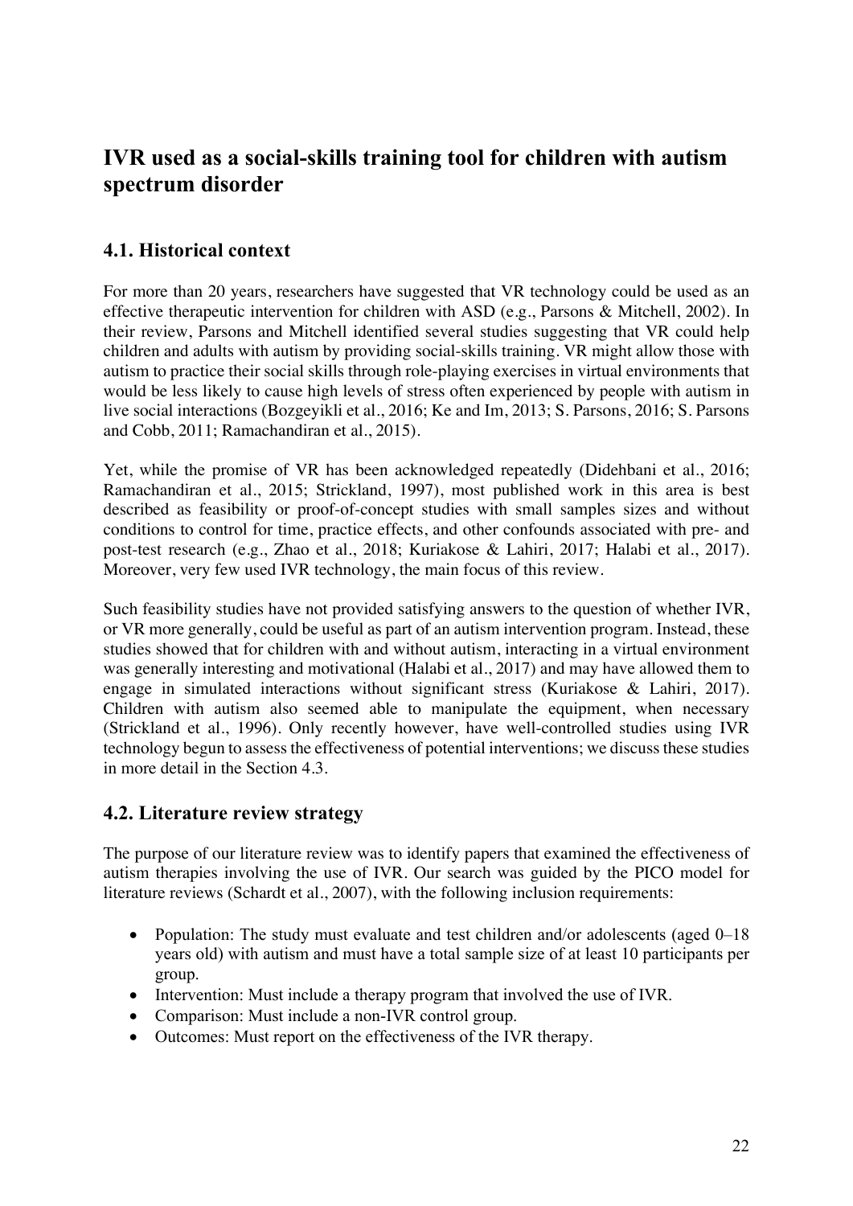# IVR used as a social-skills training tool for children with autism spectrum disorder

## 4.1. Historical context

For more than 20 years, researchers have suggested that VR technology could be used as an effective therapeutic intervention for children with ASD (e.g., Parsons & Mitchell, 2002). In their review, Parsons and Mitchell identified several studies suggesting that VR could help children and adults with autism by providing social-skills training. VR might allow those with autism to practice their social skills through role-playing exercises in virtual environments that would be less likely to cause high levels of stress often experienced by people with autism in live social interactions (Bozgeyikli et al., 2016; Ke and Im, 2013; S. Parsons, 2016; S. Parsons and Cobb, 2011; Ramachandiran et al., 2015).

Yet, while the promise of VR has been acknowledged repeatedly (Didehbani et al., 2016; Ramachandiran et al., 2015; Strickland, 1997), most published work in this area is best described as feasibility or proof-of-concept studies with small samples sizes and without conditions to control for time, practice effects, and other confounds associated with pre- and post-test research (e.g., Zhao et al., 2018; Kuriakose & Lahiri, 2017; Halabi et al., 2017). Moreover, very few used IVR technology, the main focus of this review.

Such feasibility studies have not provided satisfying answers to the question of whether IVR, or VR more generally, could be useful as part of an autism intervention program. Instead, these studies showed that for children with and without autism, interacting in a virtual environment was generally interesting and motivational (Halabi et al., 2017) and may have allowed them to engage in simulated interactions without significant stress (Kuriakose & Lahiri, 2017). Children with autism also seemed able to manipulate the equipment, when necessary (Strickland et al., 1996). Only recently however, have well-controlled studies using IVR technology begun to assess the effectiveness of potential interventions; we discuss these studies in more detail in the Section 4.3.

## 4.2. Literature review strategy

The purpose of our literature review was to identify papers that examined the effectiveness of autism therapies involving the use of IVR. Our search was guided by the PICO model for literature reviews (Schardt et al., 2007), with the following inclusion requirements:

- Population: The study must evaluate and test children and/or adolescents (aged 0–18 years old) with autism and must have a total sample size of at least 10 participants per group.
- Intervention: Must include a therapy program that involved the use of IVR.
- Comparison: Must include a non-IVR control group.
- Outcomes: Must report on the effectiveness of the IVR therapy.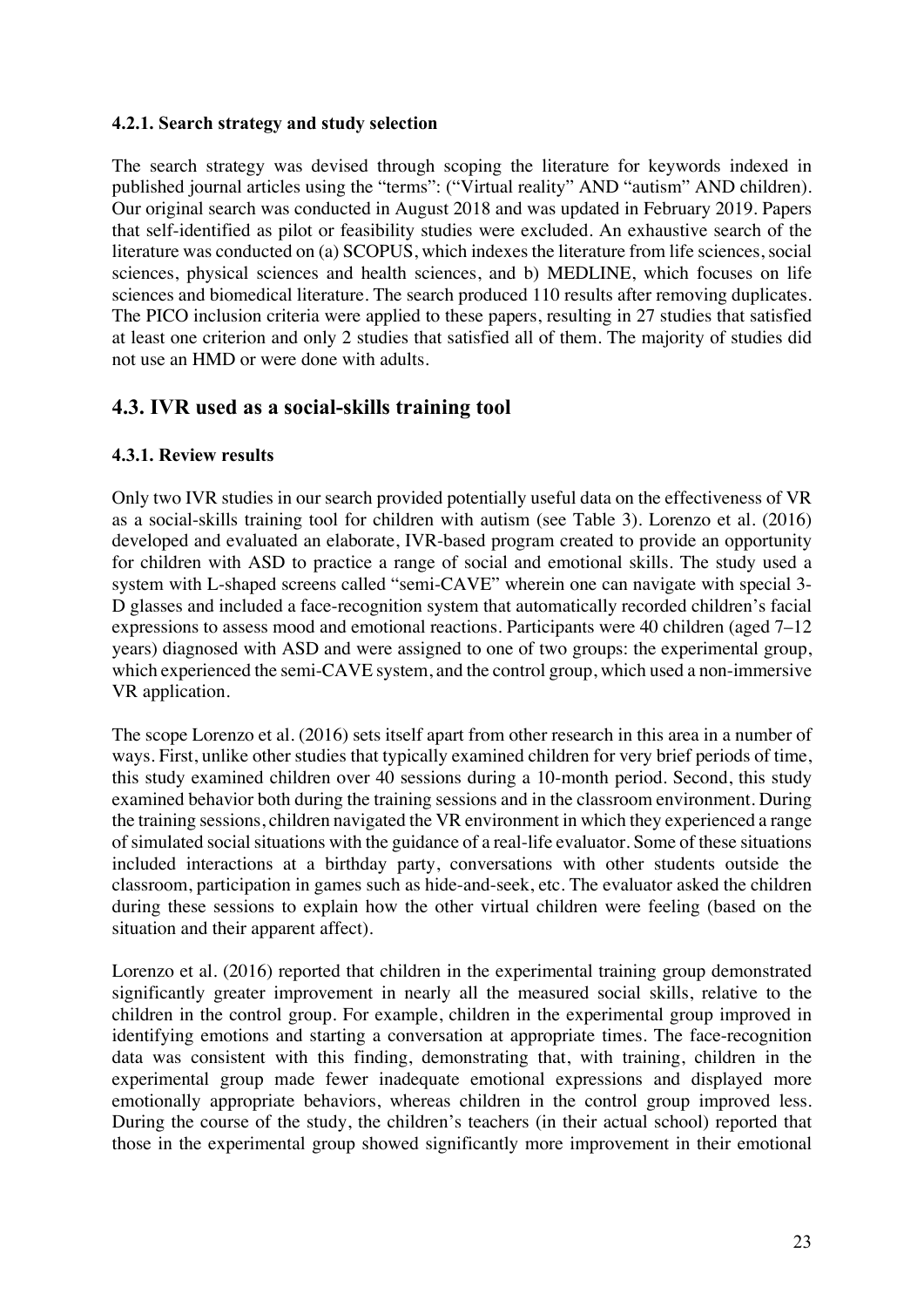#### 4.2.1. Search strategy and study selection

The search strategy was devised through scoping the literature for keywords indexed in published journal articles using the "terms": ("Virtual reality" AND "autism" AND children). Our original search was conducted in August 2018 and was updated in February 2019. Papers that self-identified as pilot or feasibility studies were excluded. An exhaustive search of the literature was conducted on (a) SCOPUS, which indexes the literature from life sciences, social sciences, physical sciences and health sciences, and b) MEDLINE, which focuses on life sciences and biomedical literature. The search produced 110 results after removing duplicates. The PICO inclusion criteria were applied to these papers, resulting in 27 studies that satisfied at least one criterion and only 2 studies that satisfied all of them. The majority of studies did not use an HMD or were done with adults.

### 4.3. IVR used as a social-skills training tool

#### 4.3.1. Review results

Only two IVR studies in our search provided potentially useful data on the effectiveness of VR as a social-skills training tool for children with autism (see Table 3). Lorenzo et al. (2016) developed and evaluated an elaborate, IVR-based program created to provide an opportunity for children with ASD to practice a range of social and emotional skills. The study used a system with L-shaped screens called "semi-CAVE" wherein one can navigate with special 3-D glasses and included a face-recognition system that automatically recorded children's facial expressions to assess mood and emotional reactions. Participants were 40 children (aged 7–12 years) diagnosed with ASD and were assigned to one of two groups: the experimental group, which experienced the semi-CAVE system, and the control group, which used a non-immersive VR application.

The scope Lorenzo et al. (2016) sets itself apart from other research in this area in a number of ways. First, unlike other studies that typically examined children for very brief periods of time, this study examined children over 40 sessions during a 10-month period. Second, this study examined behavior both during the training sessions and in the classroom environment. During the training sessions, children navigated the VR environment in which they experienced a range of simulated social situations with the guidance of a real-life evaluator. Some of these situations included interactions at a birthday party, conversations with other students outside the classroom, participation in games such as hide-and-seek, etc. The evaluator asked the children during these sessions to explain how the other virtual children were feeling (based on the situation and their apparent affect).

Lorenzo et al. (2016) reported that children in the experimental training group demonstrated significantly greater improvement in nearly all the measured social skills, relative to the children in the control group. For example, children in the experimental group improved in identifying emotions and starting a conversation at appropriate times. The face-recognition data was consistent with this finding, demonstrating that, with training, children in the experimental group made fewer inadequate emotional expressions and displayed more emotionally appropriate behaviors, whereas children in the control group improved less. During the course of the study, the children's teachers (in their actual school) reported that those in the experimental group showed significantly more improvement in their emotional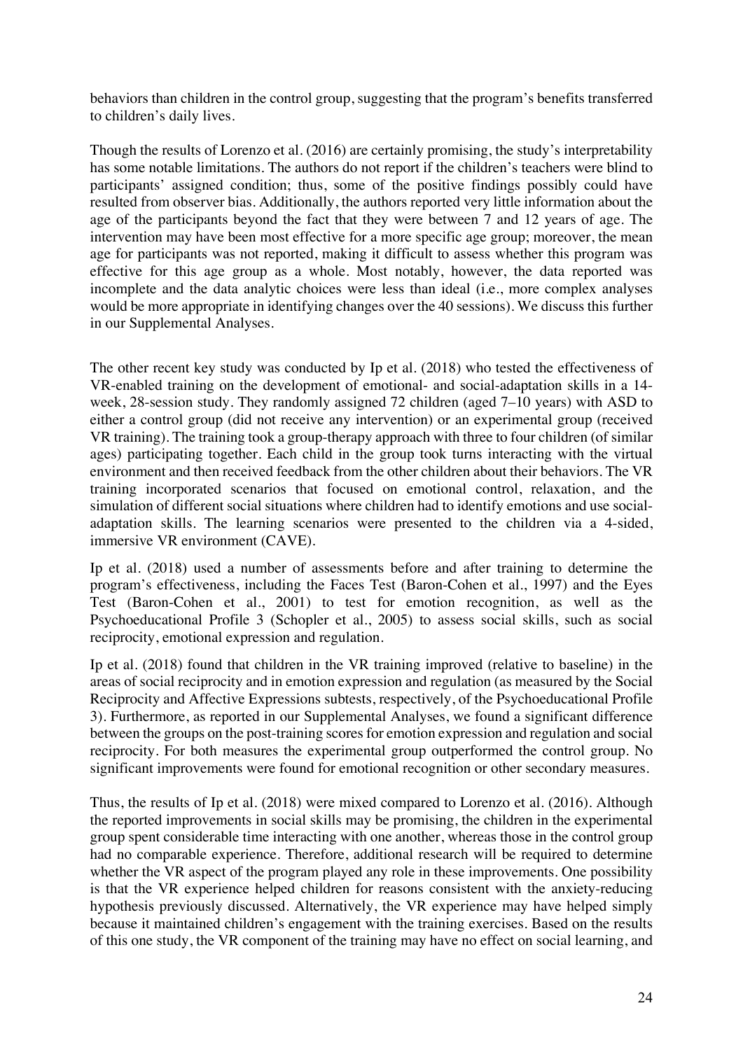behaviors than children in the control group, suggesting that the program's benefits transferred to children's daily lives.

Though the results of Lorenzo et al. (2016) are certainly promising, the study's interpretability has some notable limitations. The authors do not report if the children's teachers were blind to participants' assigned condition; thus, some of the positive findings possibly could have resulted from observer bias. Additionally, the authors reported very little information about the age of the participants beyond the fact that they were between 7 and 12 years of age. The intervention may have been most effective for a more specific age group; moreover, the mean age for participants was not reported, making it difficult to assess whether this program was effective for this age group as a whole. Most notably, however, the data reported was incomplete and the data analytic choices were less than ideal (i.e., more complex analyses would be more appropriate in identifying changes over the 40 sessions). We discuss this further in our Supplemental Analyses.

The other recent key study was conducted by Ip et al. (2018) who tested the effectiveness of VR-enabled training on the development of emotional- and social-adaptation skills in a 14-week, 28-session study. They randomly assigned 72 children (aged 7–10 years) with ASD to either a control group (did not receive any intervention) or an experimental group (received VR training). The training took a group-therapy approach with three to four children (of similar ages) participating together. Each child in the group took turns interacting with the virtual environment and then received feedback from the other children about their behaviors. The VR training incorporated scenarios that focused on emotional control, relaxation, and the simulation of different social situations where children had to identify emotions and use social-adaptation skills. The learning scenarios were presented to the children via a 4-sided, immersive VR environment (CAVE).

Ip et al. (2018) used a number of assessments before and after training to determine the program's effectiveness, including the Faces Test (Baron-Cohen et al., 1997) and the Eyes Test (Baron-Cohen et al., 2001) to test for emotion recognition, as well as the Psychoeducational Profile 3 (Schopler et al., 2005) to assess social skills, such as social reciprocity, emotional expression and regulation.

Ip et al. (2018) found that children in the VR training improved (relative to baseline) in the areas of social reciprocity and in emotion expression and regulation (as measured by the Social Reciprocity and Affective Expressions subtests, respectively, of the Psychoeducational Profile 3). Furthermore, as reported in our Supplemental Analyses, we found a significant difference between the groups on the post-training scores for emotion expression and regulation and social reciprocity. For both measures the experimental group outperformed the control group. No significant improvements were found for emotional recognition or other secondary measures.

Thus, the results of Ip et al. (2018) were mixed compared to Lorenzo et al. (2016). Although the reported improvements in social skills may be promising, the children in the experimental group spent considerable time interacting with one another, whereas those in the control group had no comparable experience. Therefore, additional research will be required to determine whether the VR aspect of the program played any role in these improvements. One possibility is that the VR experience helped children for reasons consistent with the anxiety-reducing hypothesis previously discussed. Alternatively, the VR experience may have helped simply because it maintained children's engagement with the training exercises. Based on the results of this one study, the VR component of the training may have no effect on social learning, and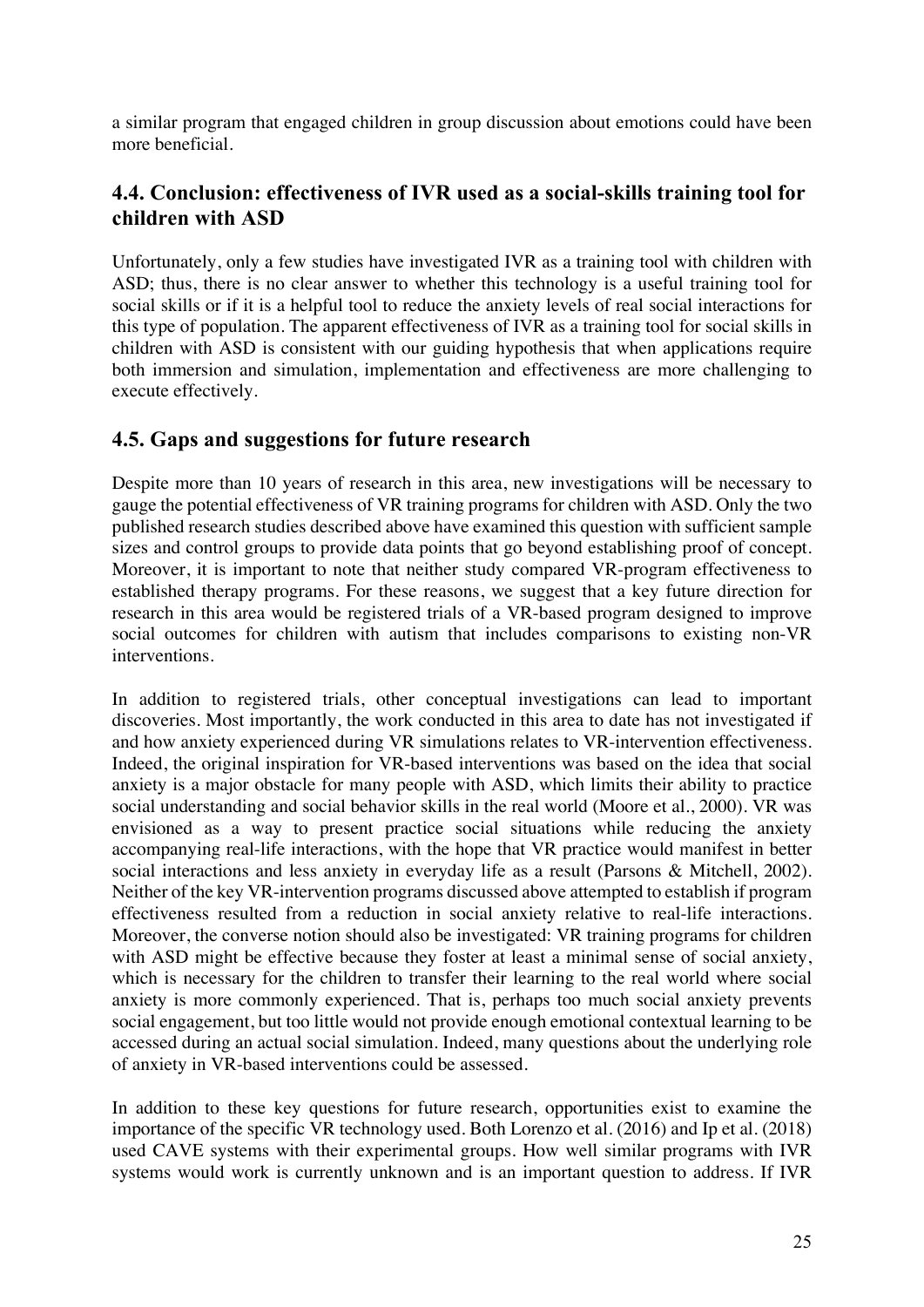a similar program that engaged children in group discussion about emotions could have been more beneficial.

### 4.4. Conclusion: effectiveness of IVR used as a social-skills training tool for children with ASD

Unfortunately, only a few studies have investigated IVR as a training tool with children with ASD; thus, there is no clear answer to whether this technology is a useful training tool for social skills or if it is a helpful tool to reduce the anxiety levels of real social interactions for this type of population. The apparent effectiveness of IVR as a training tool for social skills in children with ASD is consistent with our guiding hypothesis that when applications require both immersion and simulation, implementation and effectiveness are more challenging to execute effectively.

### 4.5. Gaps and suggestions for future research

Despite more than 10 years of research in this area, new investigations will be necessary to gauge the potential effectiveness of VR training programs for children with ASD. Only the two published research studies described above have examined this question with sufficient sample sizes and control groups to provide data points that go beyond establishing proof of concept. Moreover, it is important to note that neither study compared VR-program effectiveness to established therapy programs. For these reasons, we suggest that a key future direction for research in this area would be registered trials of a VR-based program designed to improve social outcomes for children with autism that includes comparisons to existing non-VR interventions.

In addition to registered trials, other conceptual investigations can lead to important discoveries. Most importantly, the work conducted in this area to date has not investigated if and how anxiety experienced during VR simulations relates to VR-intervention effectiveness. Indeed, the original inspiration for VR-based interventions was based on the idea that social anxiety is a major obstacle for many people with ASD, which limits their ability to practice social understanding and social behavior skills in the real world (Moore et al., 2000). VR was envisioned as a way to present practice social situations while reducing the anxiety accompanying real-life interactions, with the hope that VR practice would manifest in better social interactions and less anxiety in everyday life as a result (Parsons & Mitchell, 2002). Neither of the key VR-intervention programs discussed above attempted to establish if program effectiveness resulted from a reduction in social anxiety relative to real-life interactions. Moreover, the converse notion should also be investigated: VR training programs for children with ASD might be effective because they foster at least a minimal sense of social anxiety, which is necessary for the children to transfer their learning to the real world where social anxiety is more commonly experienced. That is, perhaps too much social anxiety prevents social engagement, but too little would not provide enough emotional contextual learning to be accessed during an actual social simulation. Indeed, many questions about the underlying role of anxiety in VR-based interventions could be assessed.

In addition to these key questions for future research, opportunities exist to examine the importance of the specific VR technology used. Both Lorenzo et al. (2016) and Ip et al. (2018) used CAVE systems with their experimental groups. How well similar programs with IVR systems would work is currently unknown and is an important question to address. If IVR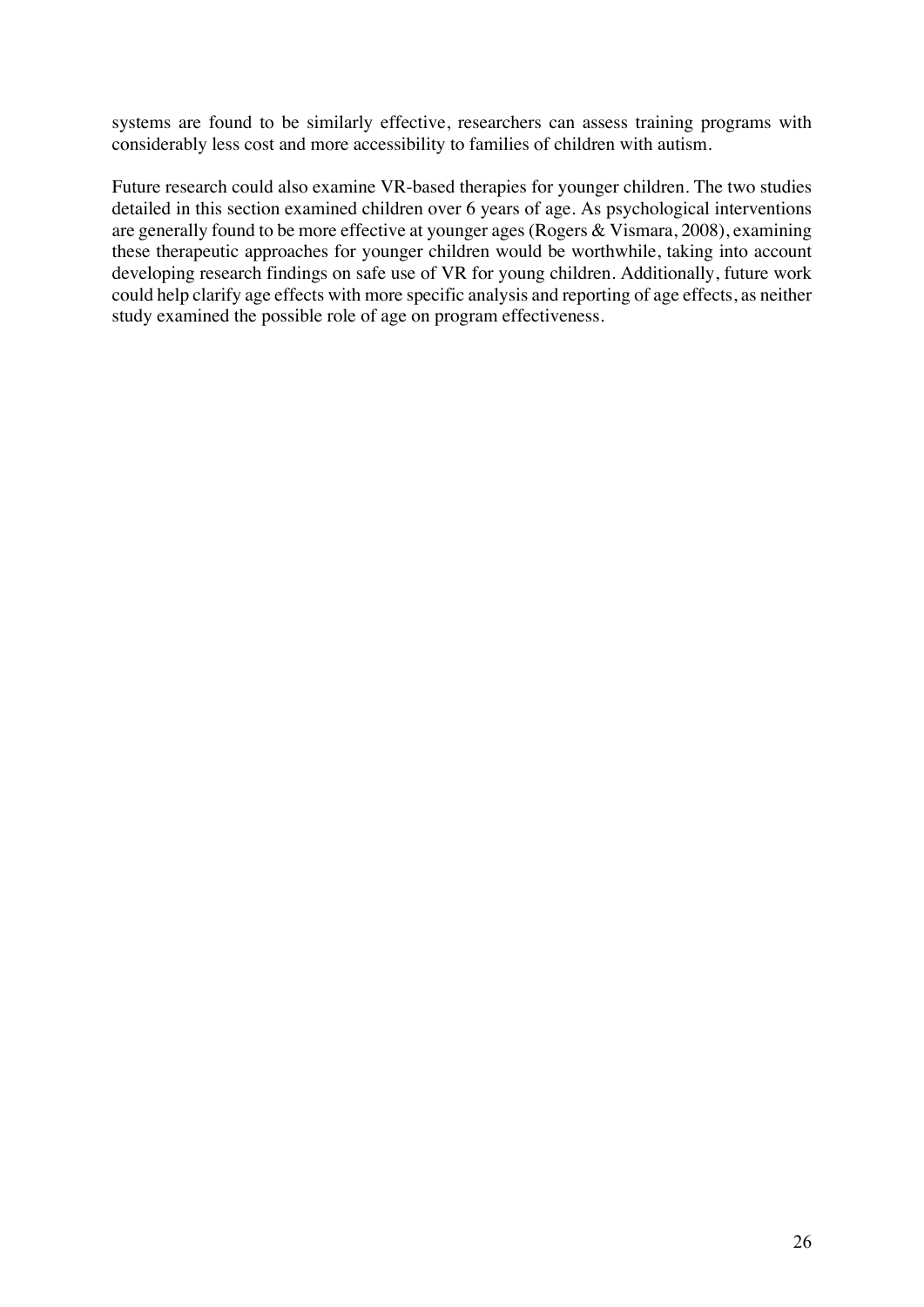systems are found to be similarly effective, researchers can assess training programs with considerably less cost and more accessibility to families of children with autism.

Future research could also examine VR-based therapies for younger children. The two studies detailed in this section examined children over 6 years of age. As psychological interventions are generally found to be more effective at younger ages (Rogers & Vismara, 2008), examining these therapeutic approaches for younger children would be worthwhile, taking into account developing research findings on safe use of VR for young children. Additionally, future work could help clarify age effects with more specific analysis and reporting of age effects, as neither study examined the possible role of age on program effectiveness.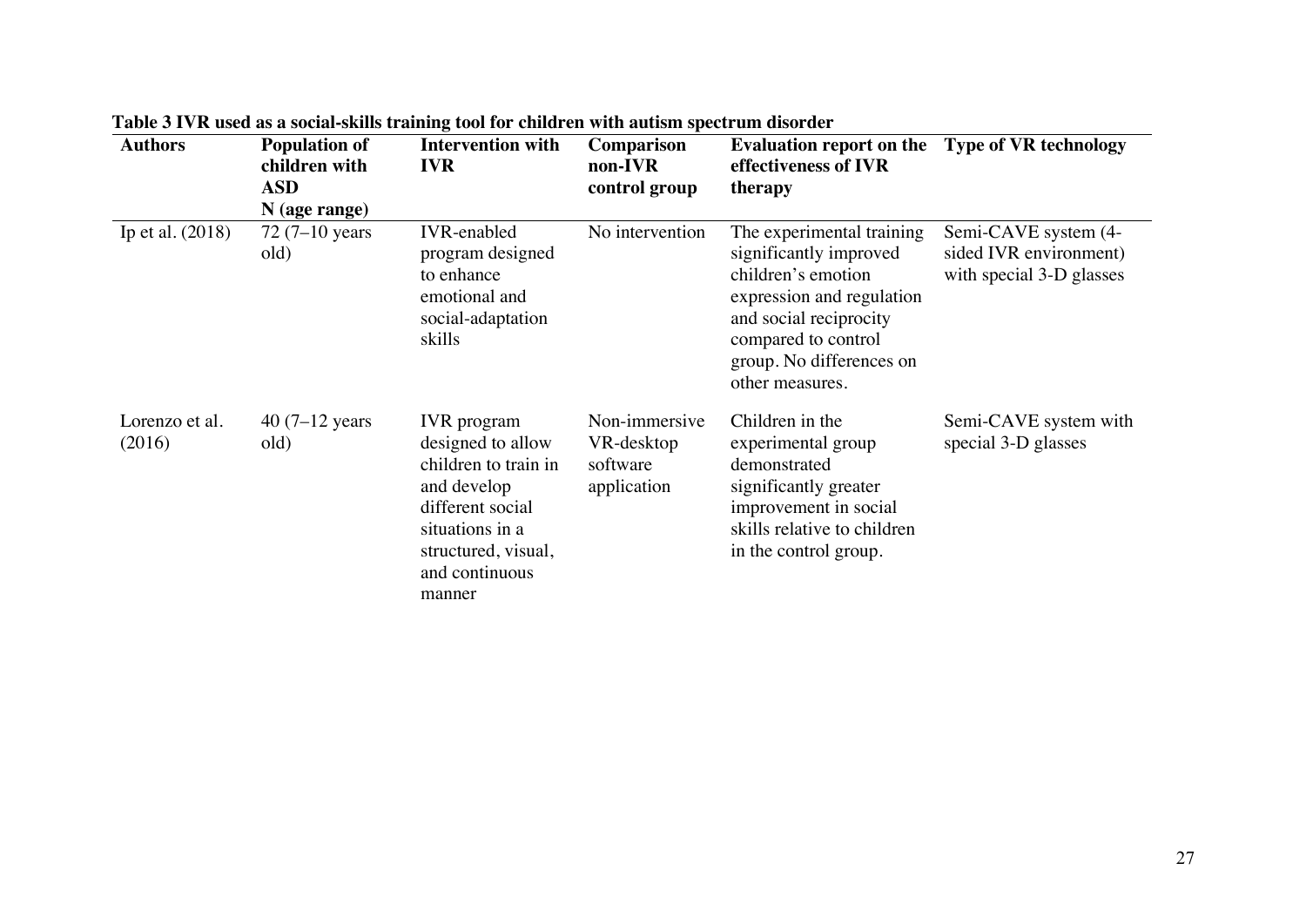**Table 3 IVR used as a social-skills training tool for children with autism spectrum disorder**

| Authors | Population of children with ASD N (age range) | Intervention with IVR | Comparison non-IVR control group | Evaluation report on the effectiveness of IVR therapy | Type of VR technology |
|---|---|---|---|---|---|
| Ip et al. (2018) | 72 (7–10 years old) | IVR-enabled program designed to enhance emotional and social-adaptation skills | No intervention | The experimental training significantly improved children's emotion expression and regulation and social reciprocity compared to control group. No differences on other measures. | Semi-CAVE system (4-sided IVR environment) with special 3-D glasses |
| Lorenzo et al. (2016) | 40 (7–12 years old) | IVR program designed to allow children to train in and develop different social situations in a structured, visual, and continuous manner | Non-immersive VR-desktop software application | Children in the experimental group demonstrated significantly greater improvement in social skills relative to children in the control group. | Semi-CAVE system with special 3-D glasses |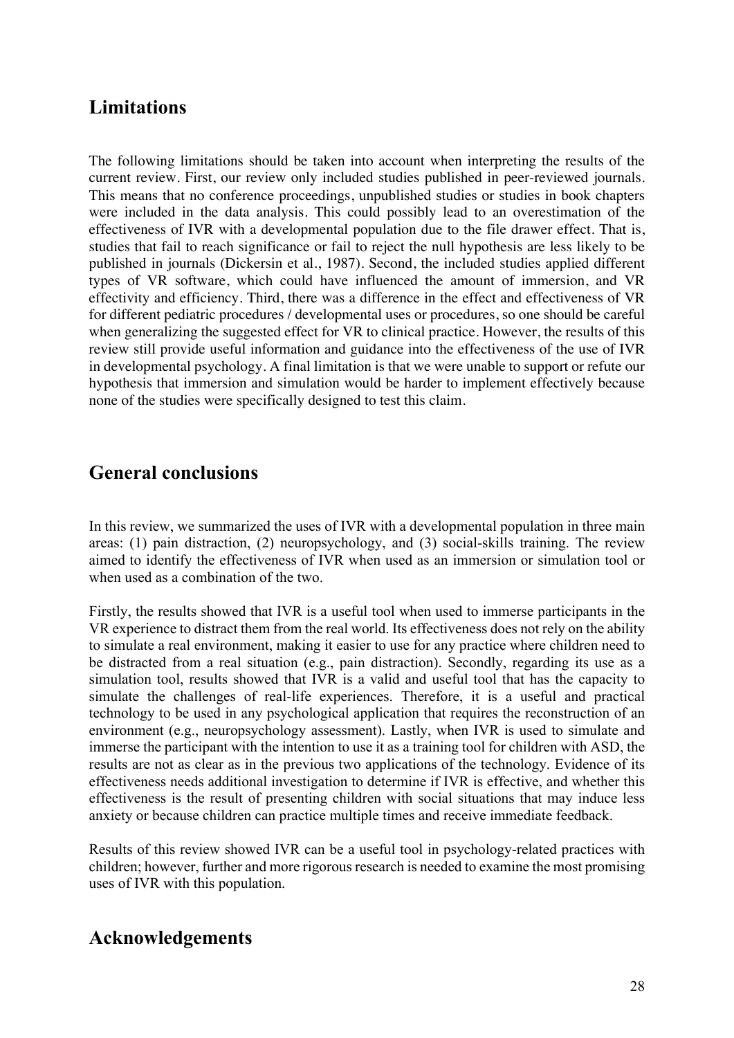## Limitations

The following limitations should be taken into account when interpreting the results of the current review. First, our review only included studies published in peer-reviewed journals. This means that no conference proceedings, unpublished studies or studies in book chapters were included in the data analysis. This could possibly lead to an overestimation of the effectiveness of IVR with a developmental population due to the file drawer effect. That is, studies that fail to reach significance or fail to reject the null hypothesis are less likely to be published in journals (Dickersin et al., 1987). Second, the included studies applied different types of VR software, which could have influenced the amount of immersion, and VR effectivity and efficiency. Third, there was a difference in the effect and effectiveness of VR for different pediatric procedures / developmental uses or procedures, so one should be careful when generalizing the suggested effect for VR to clinical practice. However, the results of this review still provide useful information and guidance into the effectiveness of the use of IVR in developmental psychology. A final limitation is that we were unable to support or refute our hypothesis that immersion and simulation would be harder to implement effectively because none of the studies were specifically designed to test this claim.

## General conclusions

In this review, we summarized the uses of IVR with a developmental population in three main areas: (1) pain distraction, (2) neuropsychology, and (3) social-skills training. The review aimed to identify the effectiveness of IVR when used as an immersion or simulation tool or when used as a combination of the two.

Firstly, the results showed that IVR is a useful tool when used to immerse participants in the VR experience to distract them from the real world. Its effectiveness does not rely on the ability to simulate a real environment, making it easier to use for any practice where children need to be distracted from a real situation (e.g., pain distraction). Secondly, regarding its use as a simulation tool, results showed that IVR is a valid and useful tool that has the capacity to simulate the challenges of real-life experiences. Therefore, it is a useful and practical technology to be used in any psychological application that requires the reconstruction of an environment (e.g., neuropsychology assessment). Lastly, when IVR is used to simulate and immerse the participant with the intention to use it as a training tool for children with ASD, the results are not as clear as in the previous two applications of the technology. Evidence of its effectiveness needs additional investigation to determine if IVR is effective, and whether this effectiveness is the result of presenting children with social situations that may induce less anxiety or because children can practice multiple times and receive immediate feedback.

Results of this review showed IVR can be a useful tool in psychology-related practices with children; however, further and more rigorous research is needed to examine the most promising uses of IVR with this population.

## Acknowledgements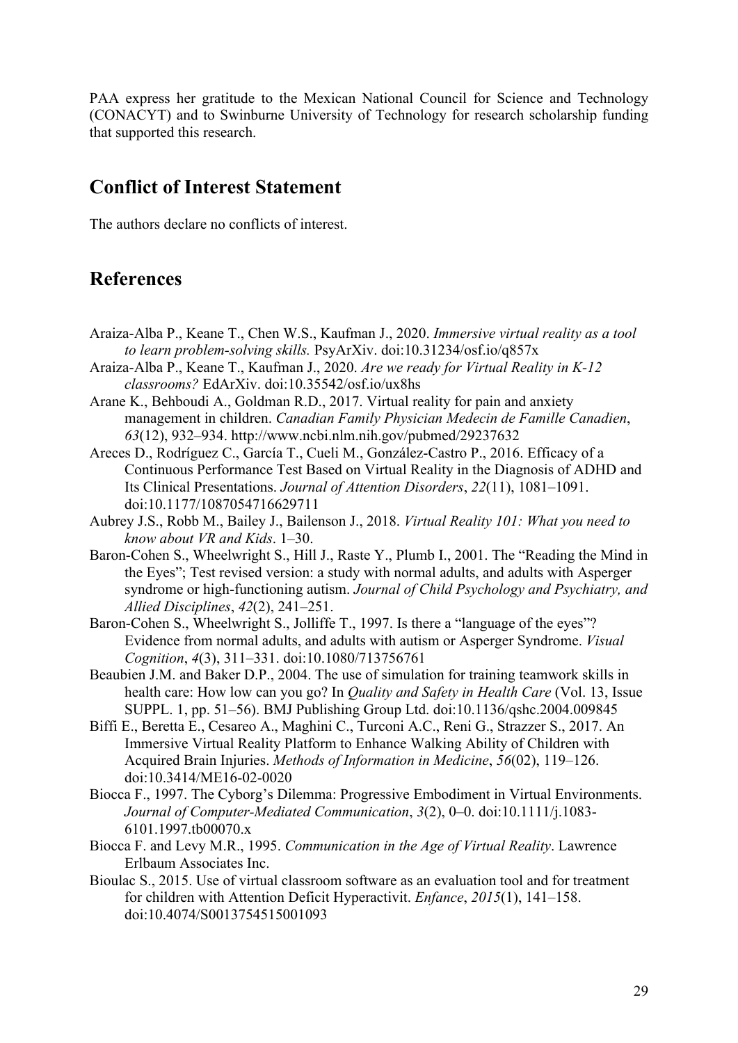PAA express her gratitude to the Mexican National Council for Science and Technology (CONACYT) and to Swinburne University of Technology for research scholarship funding that supported this research.

## Conflict of Interest Statement

The authors declare no conflicts of interest.

## References

Araiza-Alba P., Keane T., Chen W.S., Kaufman J., 2020. *Immersive virtual reality as a tool to learn problem-solving skills.* PsyArXiv. doi:10.31234/osf.io/q857x

Araiza-Alba P., Keane T., Kaufman J., 2020. *Are we ready for Virtual Reality in K-12 classrooms?* EdArXiv. doi:10.35542/osf.io/ux8hs

Arane K., Behboudi A., Goldman R.D., 2017. Virtual reality for pain and anxiety management in children. *Canadian Family Physician Medecin de Famille Canadien*, *63*(12), 932–934. http://www.ncbi.nlm.nih.gov/pubmed/29237632

Areces D., Rodríguez C., García T., Cueli M., González-Castro P., 2016. Efficacy of a Continuous Performance Test Based on Virtual Reality in the Diagnosis of ADHD and Its Clinical Presentations. *Journal of Attention Disorders*, *22*(11), 1081–1091. doi:10.1177/1087054716629711

Aubrey J.S., Robb M., Bailey J., Bailenson J., 2018. *Virtual Reality 101: What you need to know about VR and Kids*. 1–30.

Baron-Cohen S., Wheelwright S., Hill J., Raste Y., Plumb I., 2001. The "Reading the Mind in the Eyes"; Test revised version: a study with normal adults, and adults with Asperger syndrome or high-functioning autism. *Journal of Child Psychology and Psychiatry, and Allied Disciplines*, *42*(2), 241–251.

Baron-Cohen S., Wheelwright S., Jolliffe T., 1997. Is there a "language of the eyes"? Evidence from normal adults, and adults with autism or Asperger Syndrome. *Visual Cognition*, *4*(3), 311–331. doi:10.1080/713756761

Beaubien J.M. and Baker D.P., 2004. The use of simulation for training teamwork skills in health care: How low can you go? In *Quality and Safety in Health Care* (Vol. 13, Issue SUPPL. 1, pp. 51–56). BMJ Publishing Group Ltd. doi:10.1136/qshc.2004.009845

Biffi E., Beretta E., Cesareo A., Maghini C., Turconi A.C., Reni G., Strazzer S., 2017. An Immersive Virtual Reality Platform to Enhance Walking Ability of Children with Acquired Brain Injuries. *Methods of Information in Medicine*, *56*(02), 119–126. doi:10.3414/ME16-02-0020

Biocca F., 1997. The Cyborg's Dilemma: Progressive Embodiment in Virtual Environments. *Journal of Computer-Mediated Communication*, *3*(2), 0–0. doi:10.1111/j.1083-6101.1997.tb00070.x

Biocca F. and Levy M.R., 1995. *Communication in the Age of Virtual Reality*. Lawrence Erlbaum Associates Inc.

Bioulac S., 2015. Use of virtual classroom software as an evaluation tool and for treatment for children with Attention Deficit Hyperactivit. *Enfance*, *2015*(1), 141–158. doi:10.4074/S0013754515001093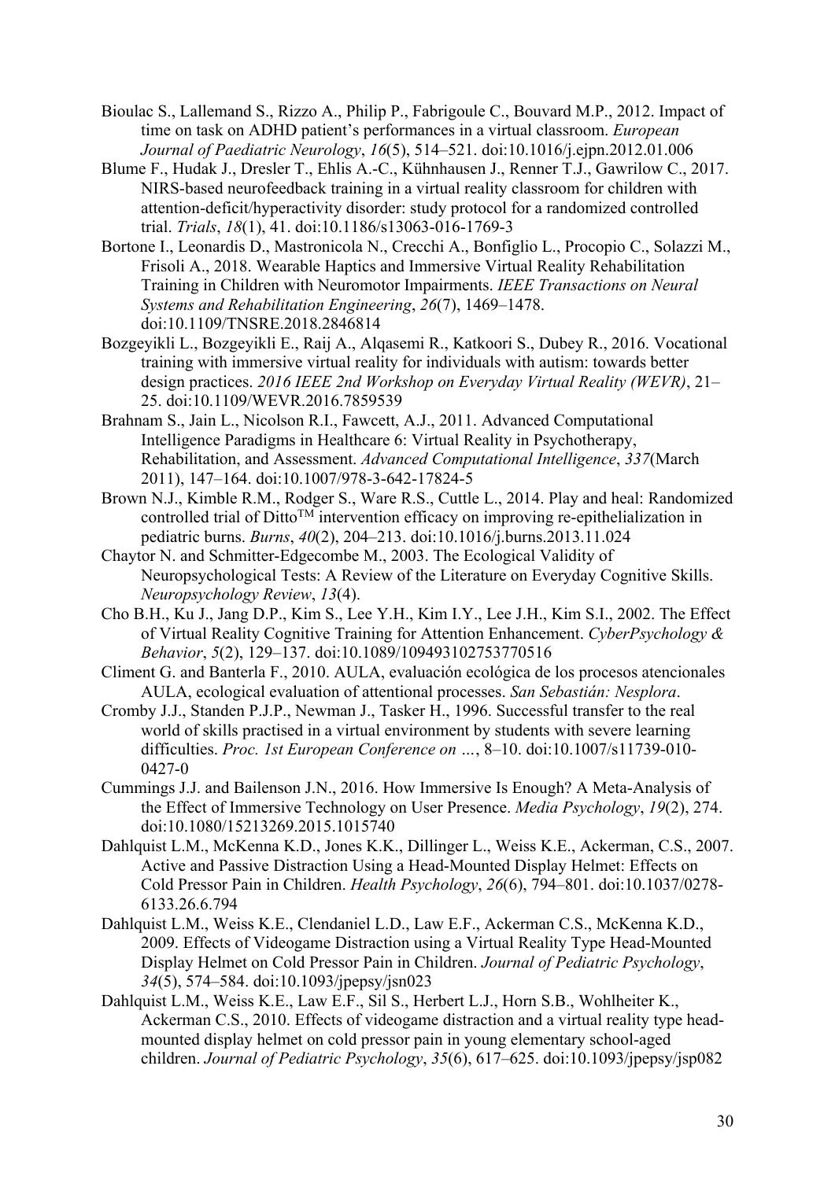Bioulac S., Lallemand S., Rizzo A., Philip P., Fabrigoule C., Bouvard M.P., 2012. Impact of time on task on ADHD patient's performances in a virtual classroom. *European Journal of Paediatric Neurology*, *16*(5), 514–521. doi:10.1016/j.ejpn.2012.01.006

Blume F., Hudak J., Dresler T., Ehlis A.-C., Kühnhausen J., Renner T.J., Gawrilow C., 2017. NIRS-based neurofeedback training in a virtual reality classroom for children with attention-deficit/hyperactivity disorder: study protocol for a randomized controlled trial. *Trials*, *18*(1), 41. doi:10.1186/s13063-016-1769-3

Bortone I., Leonardis D., Mastronicola N., Crecchi A., Bonfiglio L., Procopio C., Solazzi M., Frisoli A., 2018. Wearable Haptics and Immersive Virtual Reality Rehabilitation Training in Children with Neuromotor Impairments. *IEEE Transactions on Neural Systems and Rehabilitation Engineering*, *26*(7), 1469–1478. doi:10.1109/TNSRE.2018.2846814

Bozgeyikli L., Bozgeyikli E., Raij A., Alqasemi R., Katkoori S., Dubey R., 2016. Vocational training with immersive virtual reality for individuals with autism: towards better design practices. *2016 IEEE 2nd Workshop on Everyday Virtual Reality (WEVR)*, 21–25. doi:10.1109/WEVR.2016.7859539

Brahnam S., Jain L., Nicolson R.I., Fawcett, A.J., 2011. Advanced Computational Intelligence Paradigms in Healthcare 6: Virtual Reality in Psychotherapy, Rehabilitation, and Assessment. *Advanced Computational Intelligence*, *337*(March 2011), 147–164. doi:10.1007/978-3-642-17824-5

Brown N.J., Kimble R.M., Rodger S., Ware R.S., Cuttle L., 2014. Play and heal: Randomized controlled trial of Ditto™ intervention efficacy on improving re-epithelialization in pediatric burns. *Burns*, *40*(2), 204–213. doi:10.1016/j.burns.2013.11.024

Chaytor N. and Schmitter-Edgecombe M., 2003. The Ecological Validity of Neuropsychological Tests: A Review of the Literature on Everyday Cognitive Skills. *Neuropsychology Review*, *13*(4).

Cho B.H., Ku J., Jang D.P., Kim S., Lee Y.H., Kim I.Y., Lee J.H., Kim S.I., 2002. The Effect of Virtual Reality Cognitive Training for Attention Enhancement. *CyberPsychology & Behavior*, *5*(2), 129–137. doi:10.1089/109493102753770516

Climent G. and Banterla F., 2010. AULA, evaluación ecológica de los procesos atencionales AULA, ecological evaluation of attentional processes. *San Sebastián: Nesplora*.

Cromby J.J., Standen P.J.P., Newman J., Tasker H., 1996. Successful transfer to the real world of skills practised in a virtual environment by students with severe learning difficulties. *Proc. 1st European Conference on …*, 8–10. doi:10.1007/s11739-010-0427-0

Cummings J.J. and Bailenson J.N., 2016. How Immersive Is Enough? A Meta-Analysis of the Effect of Immersive Technology on User Presence. *Media Psychology*, *19*(2), 274. doi:10.1080/15213269.2015.1015740

Dahlquist L.M., McKenna K.D., Jones K.K., Dillinger L., Weiss K.E., Ackerman, C.S., 2007. Active and Passive Distraction Using a Head-Mounted Display Helmet: Effects on Cold Pressor Pain in Children. *Health Psychology*, *26*(6), 794–801. doi:10.1037/0278-6133.26.6.794

Dahlquist L.M., Weiss K.E., Clendaniel L.D., Law E.F., Ackerman C.S., McKenna K.D., 2009. Effects of Videogame Distraction using a Virtual Reality Type Head-Mounted Display Helmet on Cold Pressor Pain in Children. *Journal of Pediatric Psychology*, *34*(5), 574–584. doi:10.1093/jpepsy/jsn023

Dahlquist L.M., Weiss K.E., Law E.F., Sil S., Herbert L.J., Horn S.B., Wohlheiter K., Ackerman C.S., 2010. Effects of videogame distraction and a virtual reality type head-mounted display helmet on cold pressor pain in young elementary school-aged children. *Journal of Pediatric Psychology*, *35*(6), 617–625. doi:10.1093/jpepsy/jsp082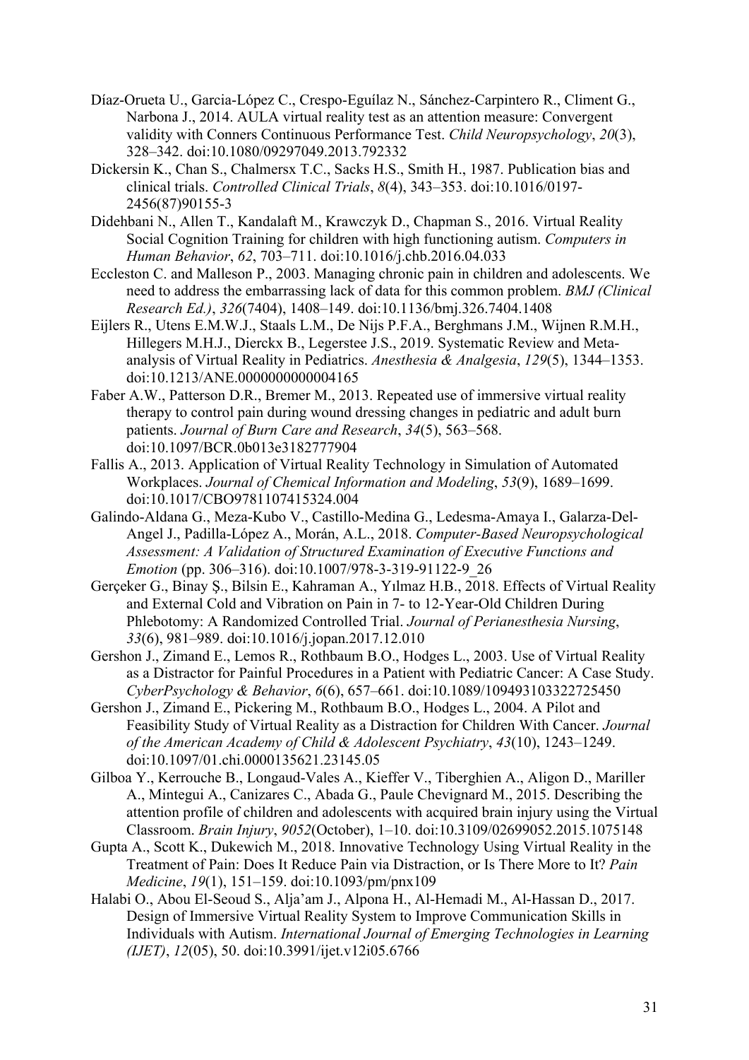Díaz-Orueta U., Garcia-López C., Crespo-Eguílaz N., Sánchez-Carpintero R., Climent G., Narbona J., 2014. AULA virtual reality test as an attention measure: Convergent validity with Conners Continuous Performance Test. *Child Neuropsychology*, *20*(3), 328–342. doi:10.1080/09297049.2013.792332

Dickersin K., Chan S., Chalmersx T.C., Sacks H.S., Smith H., 1987. Publication bias and clinical trials. *Controlled Clinical Trials*, *8*(4), 343–353. doi:10.1016/0197-2456(87)90155-3

Didehbani N., Allen T., Kandalaft M., Krawczyk D., Chapman S., 2016. Virtual Reality Social Cognition Training for children with high functioning autism. *Computers in Human Behavior*, *62*, 703–711. doi:10.1016/j.chb.2016.04.033

Eccleston C. and Malleson P., 2003. Managing chronic pain in children and adolescents. We need to address the embarrassing lack of data for this common problem. *BMJ (Clinical Research Ed.)*, *326*(7404), 1408–149. doi:10.1136/bmj.326.7404.1408

Eijlers R., Utens E.M.W.J., Staals L.M., De Nijs P.F.A., Berghmans J.M., Wijnen R.M.H., Hillegers M.H.J., Dierckx B., Legerstee J.S., 2019. Systematic Review and Meta-analysis of Virtual Reality in Pediatrics. *Anesthesia & Analgesia*, *129*(5), 1344–1353. doi:10.1213/ANE.0000000000004165

Faber A.W., Patterson D.R., Bremer M., 2013. Repeated use of immersive virtual reality therapy to control pain during wound dressing changes in pediatric and adult burn patients. *Journal of Burn Care and Research*, *34*(5), 563–568. doi:10.1097/BCR.0b013e3182777904

Fallis A., 2013. Application of Virtual Reality Technology in Simulation of Automated Workplaces. *Journal of Chemical Information and Modeling*, *53*(9), 1689–1699. doi:10.1017/CBO9781107415324.004

Galindo-Aldana G., Meza-Kubo V., Castillo-Medina G., Ledesma-Amaya I., Galarza-Del-Angel J., Padilla-López A., Morán, A.L., 2018. *Computer-Based Neuropsychological Assessment: A Validation of Structured Examination of Executive Functions and Emotion* (pp. 306–316). doi:10.1007/978-3-319-91122-9_26

Gerçeker G., Binay Ş., Bilsin E., Kahraman A., Yılmaz H.B., 2018. Effects of Virtual Reality and External Cold and Vibration on Pain in 7- to 12-Year-Old Children During Phlebotomy: A Randomized Controlled Trial. *Journal of Perianesthesia Nursing*, *33*(6), 981–989. doi:10.1016/j.jopan.2017.12.010

Gershon J., Zimand E., Lemos R., Rothbaum B.O., Hodges L., 2003. Use of Virtual Reality as a Distractor for Painful Procedures in a Patient with Pediatric Cancer: A Case Study. *CyberPsychology & Behavior*, *6*(6), 657–661. doi:10.1089/109493103322725450

Gershon J., Zimand E., Pickering M., Rothbaum B.O., Hodges L., 2004. A Pilot and Feasibility Study of Virtual Reality as a Distraction for Children With Cancer. *Journal of the American Academy of Child & Adolescent Psychiatry*, *43*(10), 1243–1249. doi:10.1097/01.chi.0000135621.23145.05

Gilboa Y., Kerrouche B., Longaud-Vales A., Kieffer V., Tiberghien A., Aligon D., Mariller A., Mintegui A., Canizares C., Abada G., Paule Chevignard M., 2015. Describing the attention profile of children and adolescents with acquired brain injury using the Virtual Classroom. *Brain Injury*, *9052*(October), 1–10. doi:10.3109/02699052.2015.1075148

Gupta A., Scott K., Dukewich M., 2018. Innovative Technology Using Virtual Reality in the Treatment of Pain: Does It Reduce Pain via Distraction, or Is There More to It? *Pain Medicine*, *19*(1), 151–159. doi:10.1093/pm/pnx109

Halabi O., Abou El-Seoud S., Alja'am J., Alpona H., Al-Hemadi M., Al-Hassan D., 2017. Design of Immersive Virtual Reality System to Improve Communication Skills in Individuals with Autism. *International Journal of Emerging Technologies in Learning (IJET)*, *12*(05), 50. doi:10.3991/ijet.v12i05.6766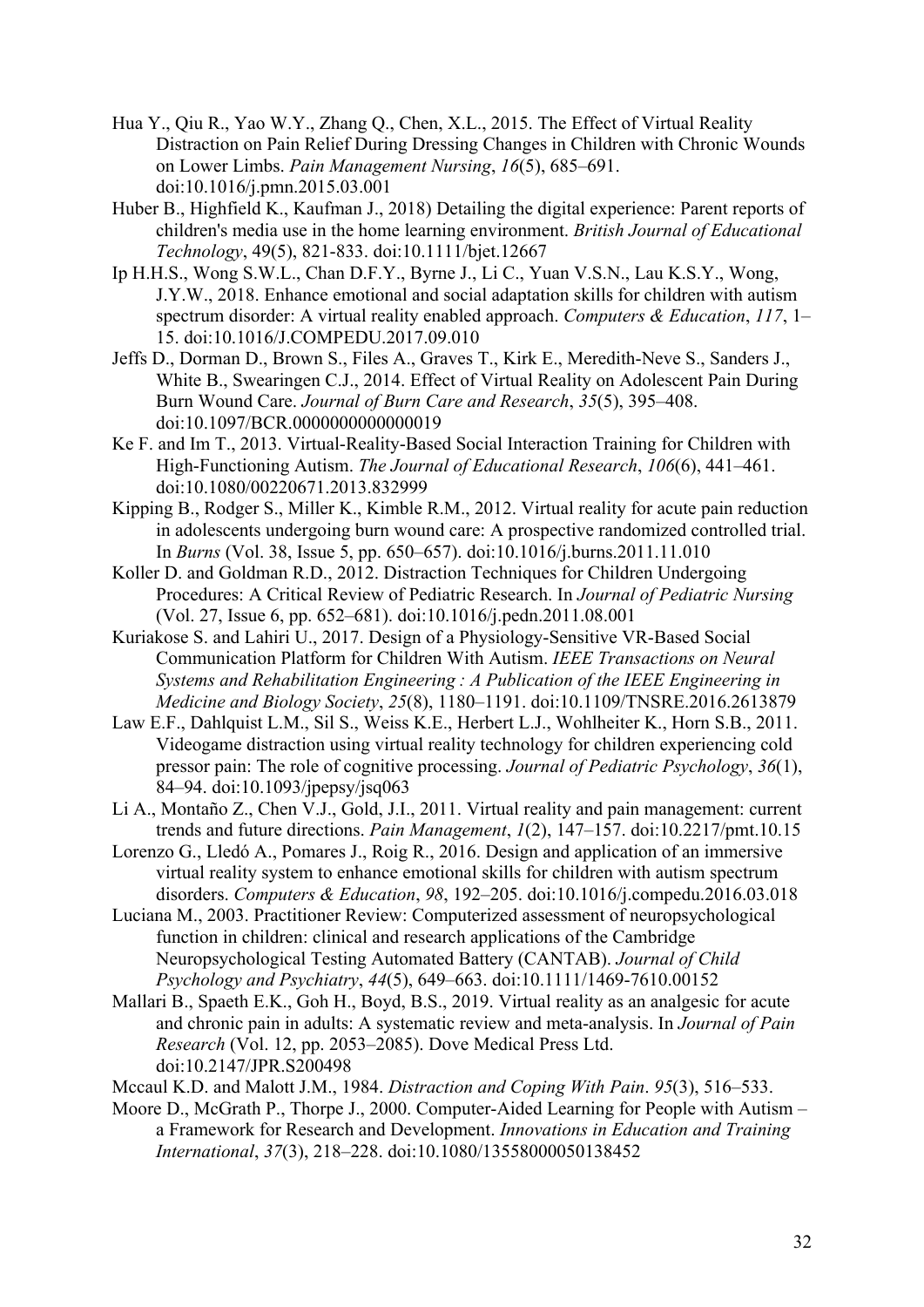Hua Y., Qiu R., Yao W.Y., Zhang Q., Chen, X.L., 2015. The Effect of Virtual Reality Distraction on Pain Relief During Dressing Changes in Children with Chronic Wounds on Lower Limbs. *Pain Management Nursing*, *16*(5), 685–691. doi:10.1016/j.pmn.2015.03.001

Huber B., Highfield K., Kaufman J., 2018) Detailing the digital experience: Parent reports of children's media use in the home learning environment. *British Journal of Educational Technology*, 49(5), 821-833. doi:10.1111/bjet.12667

Ip H.H.S., Wong S.W.L., Chan D.F.Y., Byrne J., Li C., Yuan V.S.N., Lau K.S.Y., Wong, J.Y.W., 2018. Enhance emotional and social adaptation skills for children with autism spectrum disorder: A virtual reality enabled approach. *Computers & Education*, *117*, 1–15. doi:10.1016/J.COMPEDU.2017.09.010

Jeffs D., Dorman D., Brown S., Files A., Graves T., Kirk E., Meredith-Neve S., Sanders J., White B., Swearingen C.J., 2014. Effect of Virtual Reality on Adolescent Pain During Burn Wound Care. *Journal of Burn Care and Research*, *35*(5), 395–408. doi:10.1097/BCR.0000000000000019

Ke F. and Im T., 2013. Virtual-Reality-Based Social Interaction Training for Children with High-Functioning Autism. *The Journal of Educational Research*, *106*(6), 441–461. doi:10.1080/00220671.2013.832999

Kipping B., Rodger S., Miller K., Kimble R.M., 2012. Virtual reality for acute pain reduction in adolescents undergoing burn wound care: A prospective randomized controlled trial. In *Burns* (Vol. 38, Issue 5, pp. 650–657). doi:10.1016/j.burns.2011.11.010

Koller D. and Goldman R.D., 2012. Distraction Techniques for Children Undergoing Procedures: A Critical Review of Pediatric Research. In *Journal of Pediatric Nursing* (Vol. 27, Issue 6, pp. 652–681). doi:10.1016/j.pedn.2011.08.001

Kuriakose S. and Lahiri U., 2017. Design of a Physiology-Sensitive VR-Based Social Communication Platform for Children With Autism. *IEEE Transactions on Neural Systems and Rehabilitation Engineering : A Publication of the IEEE Engineering in Medicine and Biology Society*, *25*(8), 1180–1191. doi:10.1109/TNSRE.2016.2613879

Law E.F., Dahlquist L.M., Sil S., Weiss K.E., Herbert L.J., Wohlheiter K., Horn S.B., 2011. Videogame distraction using virtual reality technology for children experiencing cold pressor pain: The role of cognitive processing. *Journal of Pediatric Psychology*, *36*(1), 84–94. doi:10.1093/jpepsy/jsq063

Li A., Montaño Z., Chen V.J., Gold, J.I., 2011. Virtual reality and pain management: current trends and future directions. *Pain Management*, *1*(2), 147–157. doi:10.2217/pmt.10.15

Lorenzo G., Lledó A., Pomares J., Roig R., 2016. Design and application of an immersive virtual reality system to enhance emotional skills for children with autism spectrum disorders. *Computers & Education*, *98*, 192–205. doi:10.1016/j.compedu.2016.03.018

Luciana M., 2003. Practitioner Review: Computerized assessment of neuropsychological function in children: clinical and research applications of the Cambridge Neuropsychological Testing Automated Battery (CANTAB). *Journal of Child Psychology and Psychiatry*, *44*(5), 649–663. doi:10.1111/1469-7610.00152

Mallari B., Spaeth E.K., Goh H., Boyd, B.S., 2019. Virtual reality as an analgesic for acute and chronic pain in adults: A systematic review and meta-analysis. In *Journal of Pain Research* (Vol. 12, pp. 2053–2085). Dove Medical Press Ltd. doi:10.2147/JPR.S200498

Mccaul K.D. and Malott J.M., 1984. *Distraction and Coping With Pain*. *95*(3), 516–533.

Moore D., McGrath P., Thorpe J., 2000. Computer-Aided Learning for People with Autism – a Framework for Research and Development. *Innovations in Education and Training International*, *37*(3), 218–228. doi:10.1080/13558000050138452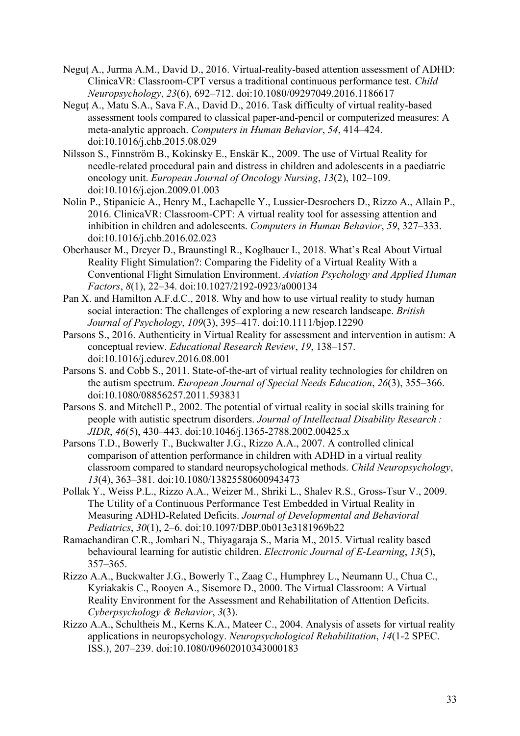Neguț A., Jurma A.M., David D., 2016. Virtual-reality-based attention assessment of ADHD: ClinicaVR: Classroom-CPT versus a traditional continuous performance test. *Child Neuropsychology*, *23*(6), 692–712. doi:10.1080/09297049.2016.1186617

Neguţ A., Matu S.A., Sava F.A., David D., 2016. Task difficulty of virtual reality-based assessment tools compared to classical paper-and-pencil or computerized measures: A meta-analytic approach. *Computers in Human Behavior*, *54*, 414–424. doi:10.1016/j.chb.2015.08.029

Nilsson S., Finnström B., Kokinsky E., Enskär K., 2009. The use of Virtual Reality for needle-related procedural pain and distress in children and adolescents in a paediatric oncology unit. *European Journal of Oncology Nursing*, *13*(2), 102–109. doi:10.1016/j.ejon.2009.01.003

Nolin P., Stipanicic A., Henry M., Lachapelle Y., Lussier-Desrochers D., Rizzo A., Allain P., 2016. ClinicaVR: Classroom-CPT: A virtual reality tool for assessing attention and inhibition in children and adolescents. *Computers in Human Behavior*, *59*, 327–333. doi:10.1016/j.chb.2016.02.023

Oberhauser M., Dreyer D., Braunstingl R., Koglbauer I., 2018. What's Real About Virtual Reality Flight Simulation?: Comparing the Fidelity of a Virtual Reality With a Conventional Flight Simulation Environment. *Aviation Psychology and Applied Human Factors*, *8*(1), 22–34. doi:10.1027/2192-0923/a000134

Pan X. and Hamilton A.F.d.C., 2018. Why and how to use virtual reality to study human social interaction: The challenges of exploring a new research landscape. *British Journal of Psychology*, *109*(3), 395–417. doi:10.1111/bjop.12290

Parsons S., 2016. Authenticity in Virtual Reality for assessment and intervention in autism: A conceptual review. *Educational Research Review*, *19*, 138–157. doi:10.1016/j.edurev.2016.08.001

Parsons S. and Cobb S., 2011. State-of-the-art of virtual reality technologies for children on the autism spectrum. *European Journal of Special Needs Education*, *26*(3), 355–366. doi:10.1080/08856257.2011.593831

Parsons S. and Mitchell P., 2002. The potential of virtual reality in social skills training for people with autistic spectrum disorders. *Journal of Intellectual Disability Research : JIDR*, *46*(5), 430–443. doi:10.1046/j.1365-2788.2002.00425.x

Parsons T.D., Bowerly T., Buckwalter J.G., Rizzo A.A., 2007. A controlled clinical comparison of attention performance in children with ADHD in a virtual reality classroom compared to standard neuropsychological methods. *Child Neuropsychology*, *13*(4), 363–381. doi:10.1080/13825580600943473

Pollak Y., Weiss P.L., Rizzo A.A., Weizer M., Shriki L., Shalev R.S., Gross-Tsur V., 2009. The Utility of a Continuous Performance Test Embedded in Virtual Reality in Measuring ADHD-Related Deficits. *Journal of Developmental and Behavioral Pediatrics*, *30*(1), 2–6. doi:10.1097/DBP.0b013e3181969b22

Ramachandiran C.R., Jomhari N., Thiyagaraja S., Maria M., 2015. Virtual reality based behavioural learning for autistic children. *Electronic Journal of E-Learning*, *13*(5), 357–365.

Rizzo A.A., Buckwalter J.G., Bowerly T., Zaag C., Humphrey L., Neumann U., Chua C., Kyriakakis C., Rooyen A., Sisemore D., 2000. The Virtual Classroom: A Virtual Reality Environment for the Assessment and Rehabilitation of Attention Deficits. *Cyberpsychology & Behavior*, *3*(3).

Rizzo A.A., Schultheis M., Kerns K.A., Mateer C., 2004. Analysis of assets for virtual reality applications in neuropsychology. *Neuropsychological Rehabilitation*, *14*(1-2 SPEC. ISS.), 207–239. doi:10.1080/09602010343000183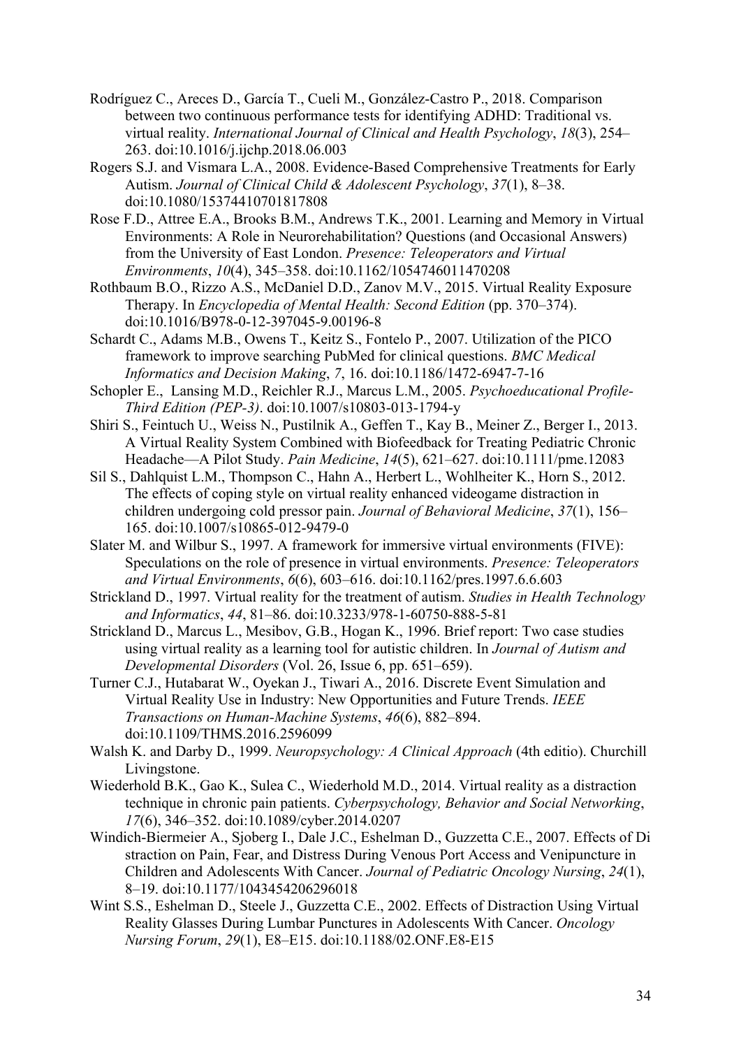Rodríguez C., Areces D., García T., Cueli M., González-Castro P., 2018. Comparison between two continuous performance tests for identifying ADHD: Traditional vs. virtual reality. *International Journal of Clinical and Health Psychology*, *18*(3), 254–263. doi:10.1016/j.ijchp.2018.06.003

Rogers S.J. and Vismara L.A., 2008. Evidence-Based Comprehensive Treatments for Early Autism. *Journal of Clinical Child & Adolescent Psychology*, *37*(1), 8–38. doi:10.1080/15374410701817808

Rose F.D., Attree E.A., Brooks B.M., Andrews T.K., 2001. Learning and Memory in Virtual Environments: A Role in Neurorehabilitation? Questions (and Occasional Answers) from the University of East London. *Presence: Teleoperators and Virtual Environments*, *10*(4), 345–358. doi:10.1162/1054746011470208

Rothbaum B.O., Rizzo A.S., McDaniel D.D., Zanov M.V., 2015. Virtual Reality Exposure Therapy. In *Encyclopedia of Mental Health: Second Edition* (pp. 370–374). doi:10.1016/B978-0-12-397045-9.00196-8

Schardt C., Adams M.B., Owens T., Keitz S., Fontelo P., 2007. Utilization of the PICO framework to improve searching PubMed for clinical questions. *BMC Medical Informatics and Decision Making*, *7*, 16. doi:10.1186/1472-6947-7-16

Schopler E., Lansing M.D., Reichler R.J., Marcus L.M., 2005. *Psychoeducational Profile-Third Edition (PEP-3)*. doi:10.1007/s10803-013-1794-y

Shiri S., Feintuch U., Weiss N., Pustilnik A., Geffen T., Kay B., Meiner Z., Berger I., 2013. A Virtual Reality System Combined with Biofeedback for Treating Pediatric Chronic Headache—A Pilot Study. *Pain Medicine*, *14*(5), 621–627. doi:10.1111/pme.12083

Sil S., Dahlquist L.M., Thompson C., Hahn A., Herbert L., Wohlheiter K., Horn S., 2012. The effects of coping style on virtual reality enhanced videogame distraction in children undergoing cold pressor pain. *Journal of Behavioral Medicine*, *37*(1), 156–165. doi:10.1007/s10865-012-9479-0

Slater M. and Wilbur S., 1997. A framework for immersive virtual environments (FIVE): Speculations on the role of presence in virtual environments. *Presence: Teleoperators and Virtual Environments*, *6*(6), 603–616. doi:10.1162/pres.1997.6.6.603

Strickland D., 1997. Virtual reality for the treatment of autism. *Studies in Health Technology and Informatics*, *44*, 81–86. doi:10.3233/978-1-60750-888-5-81

Strickland D., Marcus L., Mesibov, G.B., Hogan K., 1996. Brief report: Two case studies using virtual reality as a learning tool for autistic children. In *Journal of Autism and Developmental Disorders* (Vol. 26, Issue 6, pp. 651–659).

Turner C.J., Hutabarat W., Oyekan J., Tiwari A., 2016. Discrete Event Simulation and Virtual Reality Use in Industry: New Opportunities and Future Trends. *IEEE Transactions on Human-Machine Systems*, *46*(6), 882–894. doi:10.1109/THMS.2016.2596099

Walsh K. and Darby D., 1999. *Neuropsychology: A Clinical Approach* (4th editio). Churchill Livingstone.

Wiederhold B.K., Gao K., Sulea C., Wiederhold M.D., 2014. Virtual reality as a distraction technique in chronic pain patients. *Cyberpsychology, Behavior and Social Networking*, *17*(6), 346–352. doi:10.1089/cyber.2014.0207

Windich-Biermeier A., Sjoberg I., Dale J.C., Eshelman D., Guzzetta C.E., 2007. Effects of Di straction on Pain, Fear, and Distress During Venous Port Access and Venipuncture in Children and Adolescents With Cancer. *Journal of Pediatric Oncology Nursing*, *24*(1), 8–19. doi:10.1177/1043454206296018

Wint S.S., Eshelman D., Steele J., Guzzetta C.E., 2002. Effects of Distraction Using Virtual Reality Glasses During Lumbar Punctures in Adolescents With Cancer. *Oncology Nursing Forum*, *29*(1), E8–E15. doi:10.1188/02.ONF.E8-E15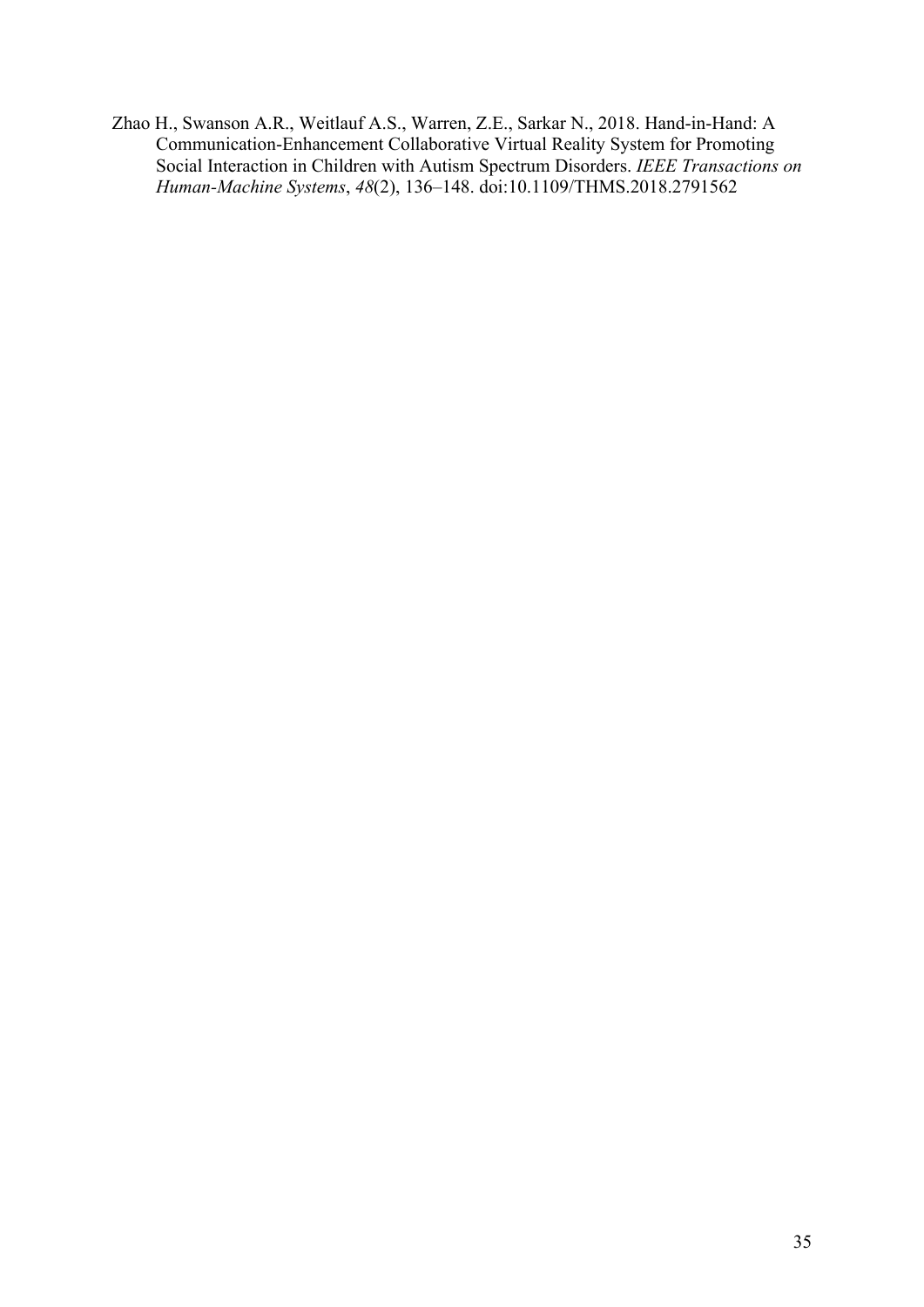Zhao H., Swanson A.R., Weitlauf A.S., Warren, Z.E., Sarkar N., 2018. Hand-in-Hand: A Communication-Enhancement Collaborative Virtual Reality System for Promoting Social Interaction in Children with Autism Spectrum Disorders. *IEEE Transactions on Human-Machine Systems*, *48*(2), 136–148. doi:10.1109/THMS.2018.2791562